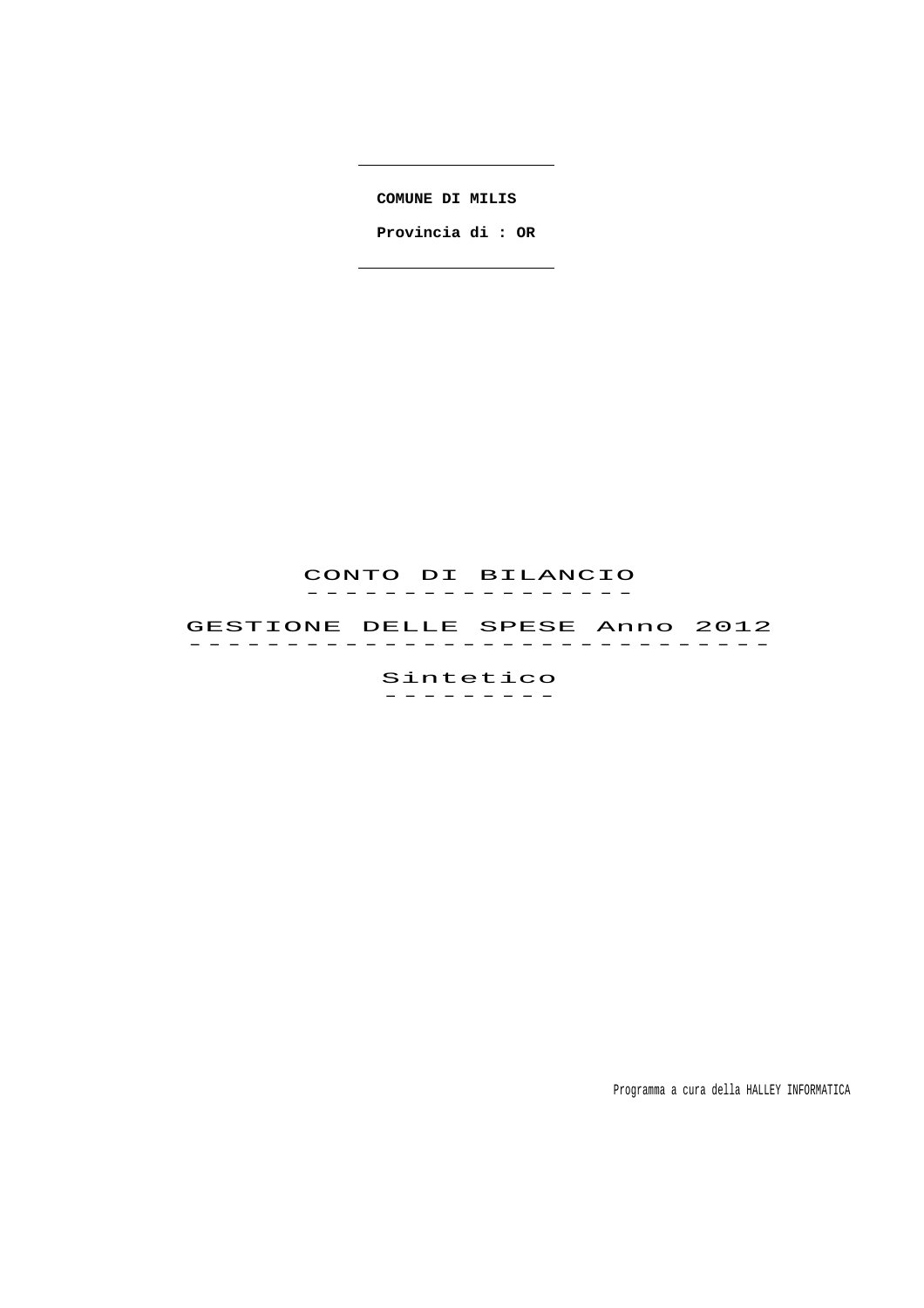**COMUNE DI MILIS**

**Provincia di : OR**

# CONTO DI BILANCIO

# GESTIONE DELLE SPESE Anno 2012

## Sintetico

Programma a cura della HALLEY INFORMATICA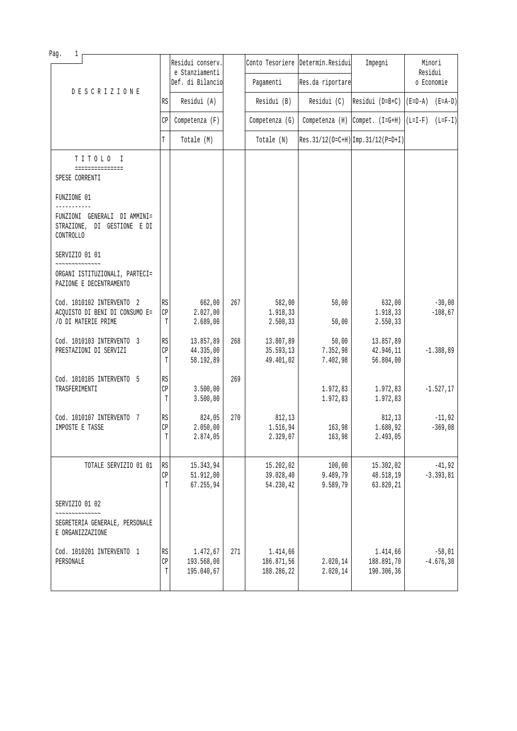| DESCRIZIONE | | Residui conserv. e Stanziamenti Def. di Bilancio | | Conto Tesoriere Pagamenti | Determin.Residui Res.da riportare | Impegni | Minori Residui o Economie | |
|---|---|---|---|---|---|---|---|---|
| | RS | Residui (A) | | Residui (B) | Residui (C) | Residui (D=B+C) | (E=D-A) | (E=A-D) |
| | CP | Competenza (F) | | Competenza (G) | Competenza (H) | Compet. (I=G+H) | (L=I-F) | (L=F-I) |
| | T | Totale (M) | | Totale (N) | Res.31/12(O=C+H) | Imp.31/12(P=D+I) | | |
| TITOLO I<br>===============<br>SPESE CORRENTI | | | | | | | | |
| FUNZIONE 01<br>-----------<br>FUNZIONI GENERALI DI AMMINI= STRAZIONE, DI GESTIONE E DI CONTROLLO | | | | | | | | |
| SERVIZIO 01 01<br>~~~~~~~~~~~~~~<br>ORGANI ISTITUZIONALI, PARTECI= PAZIONE E DECENTRAMENTO | | | | | | | | |
| Cod. 1010102 INTERVENTO 2 | RS | 662,00 | 267 | 582,00 | 50,00 | 632,00 | | -30,00 |
| ACQUISTO DI BENI DI CONSUMO E= | CP | 2.027,00 | | 1.918,33 | | 1.918,33 | | -108,67 |
| /O DI MATERIE PRIME | T | 2.689,00 | | 2.500,33 | 50,00 | 2.550,33 | | |
| Cod. 1010103 INTERVENTO 3 | RS | 13.857,89 | 268 | 13.807,89 | 50,00 | 13.857,89 | | |
| PRESTAZIONI DI SERVIZI | CP | 44.335,00 | | 35.593,13 | 7.352,98 | 42.946,11 | | -1.388,89 |
| | T | 58.192,89 | | 49.401,02 | 7.402,98 | 56.804,00 | | |
| Cod. 1010105 INTERVENTO 5 | RS | | 269 | | | | | |
| TRASFERIMENTI | CP | 3.500,00 | | | 1.972,83 | 1.972,83 | | -1.527,17 |
| | T | 3.500,00 | | | 1.972,83 | 1.972,83 | | |
| Cod. 1010107 INTERVENTO 7 | RS | 824,05 | 270 | 812,13 | | 812,13 | | -11,92 |
| IMPOSTE E TASSE | CP | 2.050,00 | | 1.516,94 | 163,98 | 1.680,92 | | -369,08 |
| | T | 2.874,05 | | 2.329,07 | 163,98 | 2.493,05 | | |
| TOTALE SERVIZIO 01 01 | RS | 15.343,94 | | 15.202,02 | 100,00 | 15.302,02 | | -41,92 |
| | CP | 51.912,00 | | 39.028,40 | 9.489,79 | 48.518,19 | | -3.393,81 |
| | T | 67.255,94 | | 54.230,42 | 9.589,79 | 63.820,21 | | |
| SERVIZIO 01 02<br>~~~~~~~~~~~~~~<br>SEGRETERIA GENERALE, PERSONALE E ORGANIZZAZIONE | | | | | | | | |
| Cod. 1010201 INTERVENTO 1 | RS | 1.472,67 | 271 | 1.414,66 | | 1.414,66 | | -58,01 |
| PERSONALE | CP | 193.568,00 | | 186.871,56 | 2.020,14 | 188.891,70 | | -4.676,30 |
| | T | 195.040,67 | | 188.286,22 | 2.020,14 | 190.306,36 | | |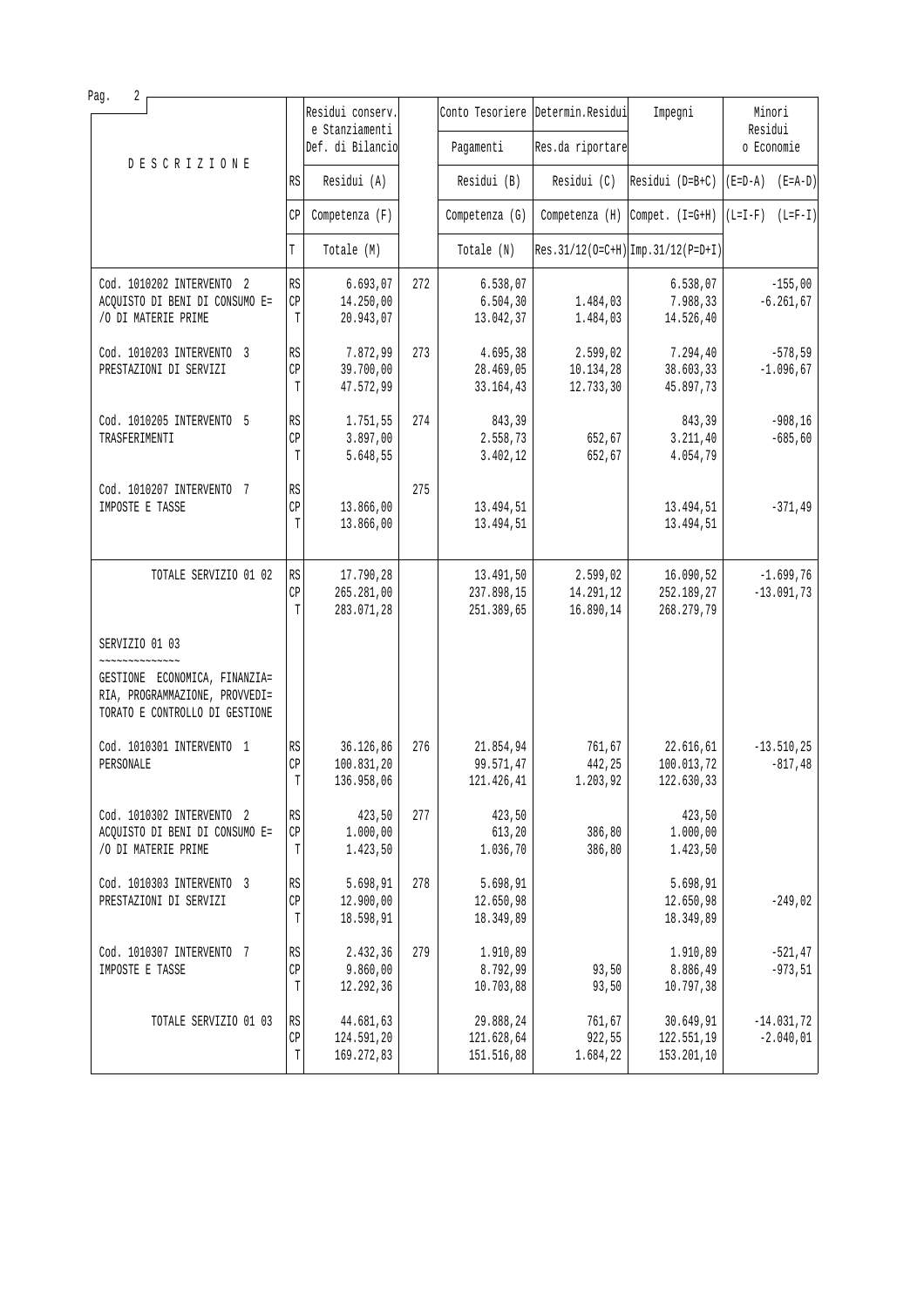| DESCRIZIONE | | Residui conserv. e Stanziamenti Def. di Bilancio | | Conto Tesoriere Pagamenti | Determin.Residui Res.da riportare | Impegni | Minori Residui o Economie |
|---|---|---|---|---|---|---|---|
| | RS | Residui (A) | | Residui (B) | Residui (C) | Residui (D=B+C) | (E=D-A) (E=A-D) |
| | CP | Competenza (F) | | Competenza (G) | Competenza (H) | Compet. (I=G+H) | (L=I-F) (L=F-I) |
| | T | Totale (M) | | Totale (N) | Res.31/12(O=C+H) | Imp.31/12(P=D+I) | |
| Cod. 1010202 INTERVENTO 2 ACQUISTO DI BENI DI CONSUMO E=/O DI MATERIE PRIME | RS | 6.693,07 | 272 | 6.538,07 | | 6.538,07 | -155,00 |
| | CP | 14.250,00 | | 6.504,30 | 1.484,03 | 7.988,33 | -6.261,67 |
| | T | 20.943,07 | | 13.042,37 | 1.484,03 | 14.526,40 | |
| Cod. 1010203 INTERVENTO 3 PRESTAZIONI DI SERVIZI | RS | 7.872,99 | 273 | 4.695,38 | 2.599,02 | 7.294,40 | -578,59 |
| | CP | 39.700,00 | | 28.469,05 | 10.134,28 | 38.603,33 | -1.096,67 |
| | T | 47.572,99 | | 33.164,43 | 12.733,30 | 45.897,73 | |
| Cod. 1010205 INTERVENTO 5 TRASFERIMENTI | RS | 1.751,55 | 274 | 843,39 | | 843,39 | -908,16 |
| | CP | 3.897,00 | | 2.558,73 | 652,67 | 3.211,40 | -685,60 |
| | T | 5.648,55 | | 3.402,12 | 652,67 | 4.054,79 | |
| Cod. 1010207 INTERVENTO 7 IMPOSTE E TASSE | RS | | 275 | | | | |
| | CP | 13.866,00 | | 13.494,51 | | 13.494,51 | -371,49 |
| | T | 13.866,00 | | 13.494,51 | | 13.494,51 | |
| TOTALE SERVIZIO 01 02 | RS | 17.790,28 | | 13.491,50 | 2.599,02 | 16.090,52 | -1.699,76 |
| | CP | 265.281,00 | | 237.898,15 | 14.291,12 | 252.189,27 | -13.091,73 |
| | T | 283.071,28 | | 251.389,65 | 16.890,14 | 268.279,79 | |
| SERVIZIO 01 03 ~~~~~~~~~~~~~~ GESTIONE ECONOMICA, FINANZIA=RIA, PROGRAMMAZIONE, PROVVEDI=TORATO E CONTROLLO DI GESTIONE | | | | | | | |
| Cod. 1010301 INTERVENTO 1 PERSONALE | RS | 36.126,86 | 276 | 21.854,94 | 761,67 | 22.616,61 | -13.510,25 |
| | CP | 100.831,20 | | 99.571,47 | 442,25 | 100.013,72 | -817,48 |
| | T | 136.958,06 | | 121.426,41 | 1.203,92 | 122.630,33 | |
| Cod. 1010302 INTERVENTO 2 ACQUISTO DI BENI DI CONSUMO E=/O DI MATERIE PRIME | RS | 423,50 | 277 | 423,50 | | 423,50 | |
| | CP | 1.000,00 | | 613,20 | 386,80 | 1.000,00 | |
| | T | 1.423,50 | | 1.036,70 | 386,80 | 1.423,50 | |
| Cod. 1010303 INTERVENTO 3 PRESTAZIONI DI SERVIZI | RS | 5.698,91 | 278 | 5.698,91 | | 5.698,91 | |
| | CP | 12.900,00 | | 12.650,98 | | 12.650,98 | -249,02 |
| | T | 18.598,91 | | 18.349,89 | | 18.349,89 | |
| Cod. 1010307 INTERVENTO 7 IMPOSTE E TASSE | RS | 2.432,36 | 279 | 1.910,89 | | 1.910,89 | -521,47 |
| | CP | 9.860,00 | | 8.792,99 | 93,50 | 8.886,49 | -973,51 |
| | T | 12.292,36 | | 10.703,88 | 93,50 | 10.797,38 | |
| TOTALE SERVIZIO 01 03 | RS | 44.681,63 | | 29.888,24 | 761,67 | 30.649,91 | -14.031,72 |
| | CP | 124.591,20 | | 121.628,64 | 922,55 | 122.551,19 | -2.040,01 |
| | T | 169.272,83 | | 151.516,88 | 1.684,22 | 153.201,10 | |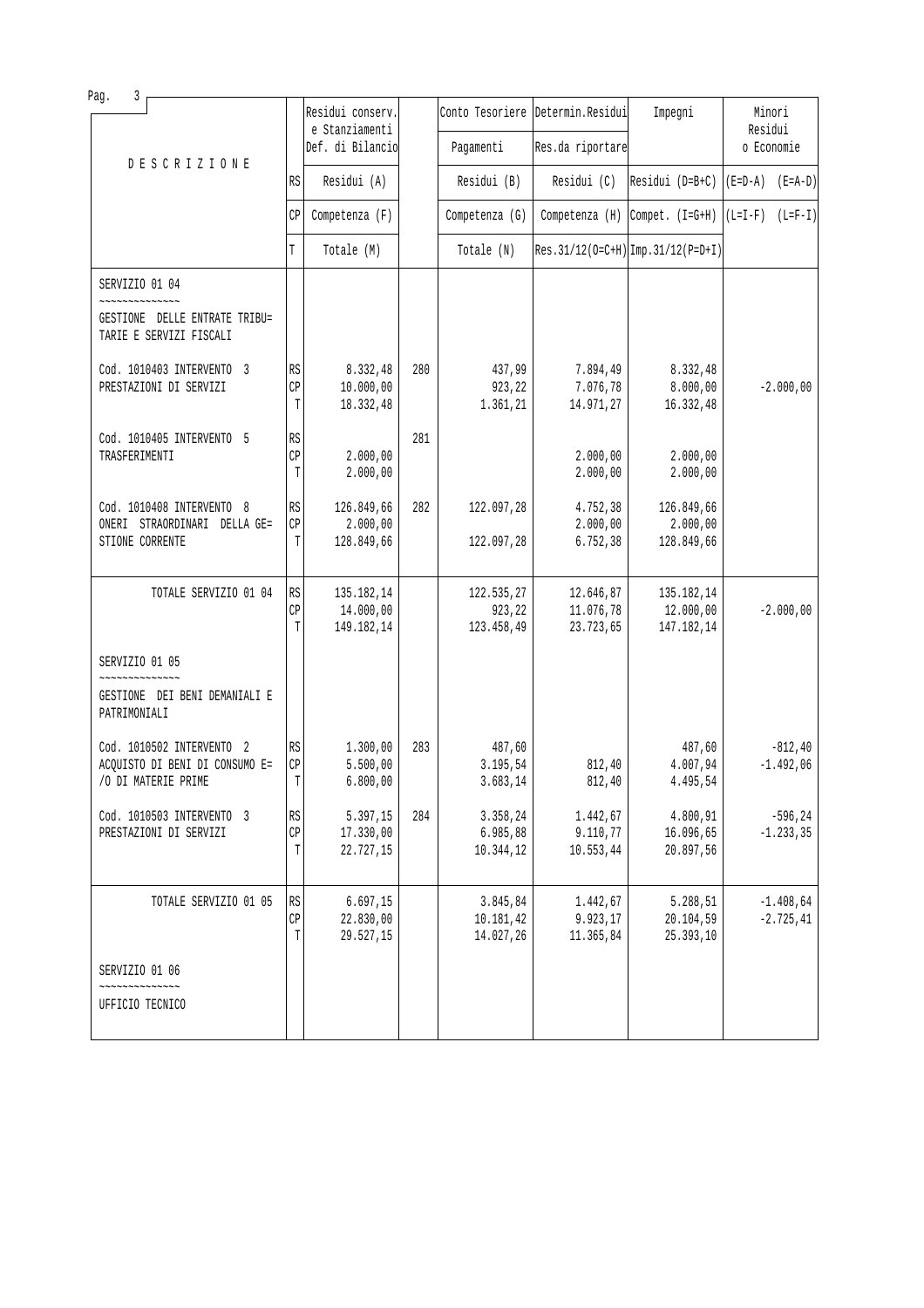| DESCRIZIONE | | Residui conserv. e Stanziamenti Def. di Bilancio | | Conto Tesoriere Pagamenti | Determin.Residui Res.da riportare | Impegni | Minori Residui o Economie |
|---|---|---|---|---|---|---|---|
| | RS | Residui (A) | | Residui (B) | Residui (C) | Residui (D=B+C) | (E=D-A) (E=A-D) |
| | CP | Competenza (F) | | Competenza (G) | Competenza (H) | Compet. (I=G+H) | (L=I-F) (L=F-I) |
| | T | Totale (M) | | Totale (N) | Res.31/12(O=C+H) | Imp.31/12(P=D+I) | |
| SERVIZIO 01 04 ~~~~~~~~~~~~~~ GESTIONE DELLE ENTRATE TRIBU= TARIE E SERVIZI FISCALI | | | | | | | |
| Cod. 1010403 INTERVENTO 3 PRESTAZIONI DI SERVIZI | RS | 8.332,48 | 280 | 437,99 | 7.894,49 | 8.332,48 | |
| | CP | 10.000,00 | | 923,22 | 7.076,78 | 8.000,00 | -2.000,00 |
| | T | 18.332,48 | | 1.361,21 | 14.971,27 | 16.332,48 | |
| Cod. 1010405 INTERVENTO 5 TRASFERIMENTI | RS | | 281 | | | | |
| | CP | 2.000,00 | | | 2.000,00 | 2.000,00 | |
| | T | 2.000,00 | | | 2.000,00 | 2.000,00 | |
| Cod. 1010408 INTERVENTO 8 ONERI STRAORDINARI DELLA GE= STIONE CORRENTE | RS | 126.849,66 | 282 | 122.097,28 | 4.752,38 | 126.849,66 | |
| | CP | 2.000,00 | | | 2.000,00 | 2.000,00 | |
| | T | 128.849,66 | | 122.097,28 | 6.752,38 | 128.849,66 | |
| TOTALE SERVIZIO 01 04 | RS | 135.182,14 | | 122.535,27 | 12.646,87 | 135.182,14 | |
| | CP | 14.000,00 | | 923,22 | 11.076,78 | 12.000,00 | -2.000,00 |
| | T | 149.182,14 | | 123.458,49 | 23.723,65 | 147.182,14 | |
| SERVIZIO 01 05 ~~~~~~~~~~~~~~ GESTIONE DEI BENI DEMANIALI E PATRIMONIALI | | | | | | | |
| Cod. 1010502 INTERVENTO 2 ACQUISTO DI BENI DI CONSUMO E= /O DI MATERIE PRIME | RS | 1.300,00 | 283 | 487,60 | | 487,60 | -812,40 |
| | CP | 5.500,00 | | 3.195,54 | 812,40 | 4.007,94 | -1.492,06 |
| | T | 6.800,00 | | 3.683,14 | 812,40 | 4.495,54 | |
| Cod. 1010503 INTERVENTO 3 PRESTAZIONI DI SERVIZI | RS | 5.397,15 | 284 | 3.358,24 | 1.442,67 | 4.800,91 | -596,24 |
| | CP | 17.330,00 | | 6.985,88 | 9.110,77 | 16.096,65 | -1.233,35 |
| | T | 22.727,15 | | 10.344,12 | 10.553,44 | 20.897,56 | |
| TOTALE SERVIZIO 01 05 | RS | 6.697,15 | | 3.845,84 | 1.442,67 | 5.288,51 | -1.408,64 |
| | CP | 22.830,00 | | 10.181,42 | 9.923,17 | 20.104,59 | -2.725,41 |
| | T | 29.527,15 | | 14.027,26 | 11.365,84 | 25.393,10 | |
| SERVIZIO 01 06 ~~~~~~~~~~~~~~ UFFICIO TECNICO | | | | | | | |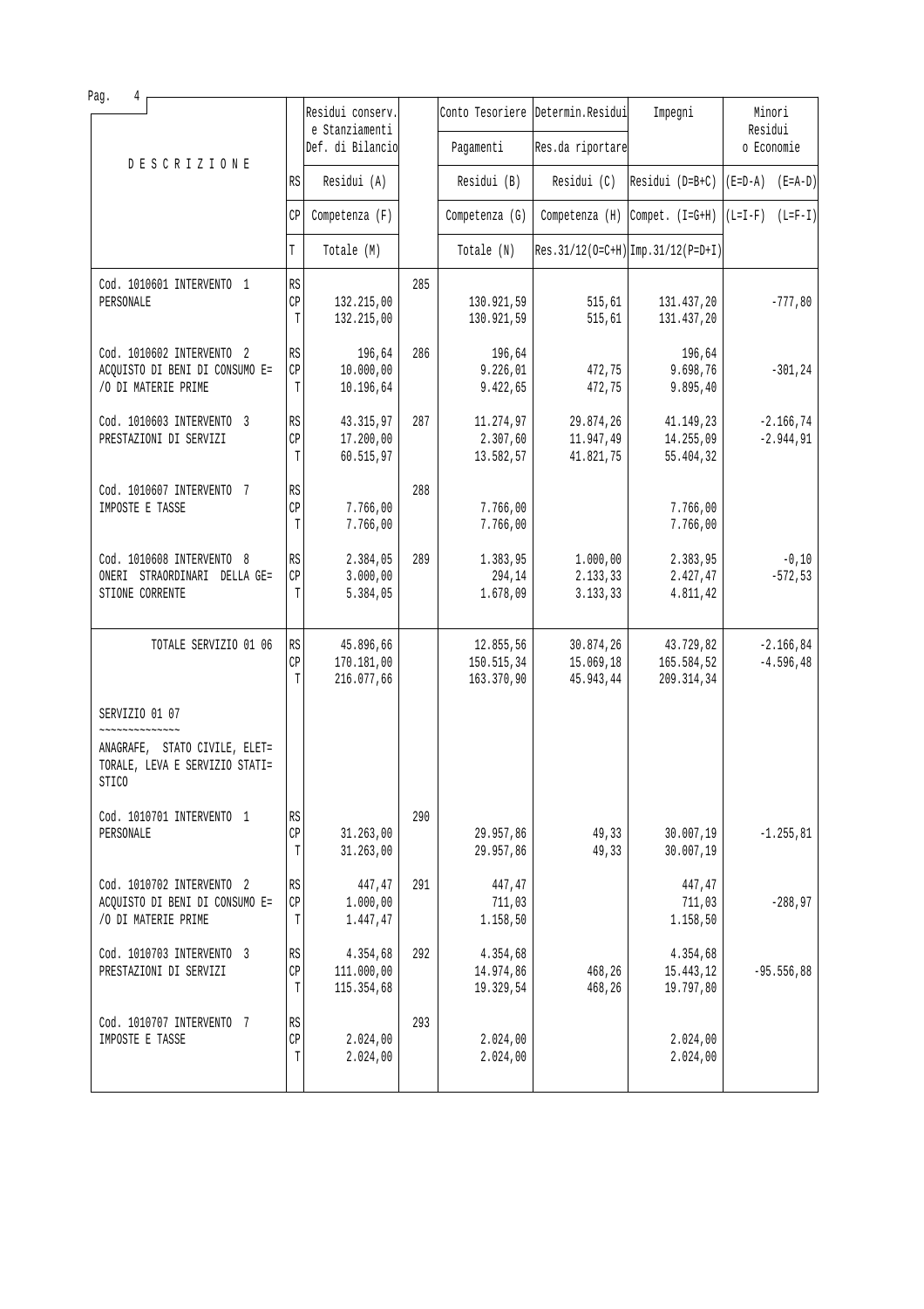| DESCRIZIONE | | Residui conserv. e Stanziamenti Def. di Bilancio | | Conto Tesoriere Pagamenti | Determin.Residui Res.da riportare | Impegni | Minori Residui o Economie |
|---|---|---|---|---|---|---|---|
| | RS | Residui (A) | | Residui (B) | Residui (C) | Residui (D=B+C) | (E=D-A) (E=A-D) |
| | CP | Competenza (F) | | Competenza (G) | Competenza (H) | Compet. (I=G+H) | (L=I-F) (L=F-I) |
| | T | Totale (M) | | Totale (N) | Res.31/12(O=C+H) | Imp.31/12(P=D+I) | |
| Cod. 1010601 INTERVENTO 1 PERSONALE | RS | | 285 | | | | |
| | CP | 132.215,00 | | 130.921,59 | 515,61 | 131.437,20 | -777,80 |
| | T | 132.215,00 | | 130.921,59 | 515,61 | 131.437,20 | |
| Cod. 1010602 INTERVENTO 2 ACQUISTO DI BENI DI CONSUMO E=/O DI MATERIE PRIME | RS | 196,64 | 286 | 196,64 | | 196,64 | |
| | CP | 10.000,00 | | 9.226,01 | 472,75 | 9.698,76 | -301,24 |
| | T | 10.196,64 | | 9.422,65 | 472,75 | 9.895,40 | |
| Cod. 1010603 INTERVENTO 3 PRESTAZIONI DI SERVIZI | RS | 43.315,97 | 287 | 11.274,97 | 29.874,26 | 41.149,23 | -2.166,74 |
| | CP | 17.200,00 | | 2.307,60 | 11.947,49 | 14.255,09 | -2.944,91 |
| | T | 60.515,97 | | 13.582,57 | 41.821,75 | 55.404,32 | |
| Cod. 1010607 INTERVENTO 7 IMPOSTE E TASSE | RS | | 288 | | | | |
| | CP | 7.766,00 | | 7.766,00 | | 7.766,00 | |
| | T | 7.766,00 | | 7.766,00 | | 7.766,00 | |
| Cod. 1010608 INTERVENTO 8 ONERI STRAORDINARI DELLA GE=STIONE CORRENTE | RS | 2.384,05 | 289 | 1.383,95 | 1.000,00 | 2.383,95 | -0,10 |
| | CP | 3.000,00 | | 294,14 | 2.133,33 | 2.427,47 | -572,53 |
| | T | 5.384,05 | | 1.678,09 | 3.133,33 | 4.811,42 | |
| TOTALE SERVIZIO 01 06 | RS | 45.896,66 | | 12.855,56 | 30.874,26 | 43.729,82 | -2.166,84 |
| | CP | 170.181,00 | | 150.515,34 | 15.069,18 | 165.584,52 | -4.596,48 |
| | T | 216.077,66 | | 163.370,90 | 45.943,44 | 209.314,34 | |
| SERVIZIO 01 07 ~~~~~~~~~~~~~~ ANAGRAFE, STATO CIVILE, ELET=TORALE, LEVA E SERVIZIO STATI=STICO | | | | | | | |
| Cod. 1010701 INTERVENTO 1 PERSONALE | RS | | 290 | | | | |
| | CP | 31.263,00 | | 29.957,86 | 49,33 | 30.007,19 | -1.255,81 |
| | T | 31.263,00 | | 29.957,86 | 49,33 | 30.007,19 | |
| Cod. 1010702 INTERVENTO 2 ACQUISTO DI BENI DI CONSUMO E=/O DI MATERIE PRIME | RS | 447,47 | 291 | 447,47 | | 447,47 | |
| | CP | 1.000,00 | | 711,03 | | 711,03 | -288,97 |
| | T | 1.447,47 | | 1.158,50 | | 1.158,50 | |
| Cod. 1010703 INTERVENTO 3 PRESTAZIONI DI SERVIZI | RS | 4.354,68 | 292 | 4.354,68 | | 4.354,68 | |
| | CP | 111.000,00 | | 14.974,86 | 468,26 | 15.443,12 | -95.556,88 |
| | T | 115.354,68 | | 19.329,54 | 468,26 | 19.797,80 | |
| Cod. 1010707 INTERVENTO 7 IMPOSTE E TASSE | RS | | 293 | | | | |
| | CP | 2.024,00 | | 2.024,00 | | 2.024,00 | |
| | T | 2.024,00 | | 2.024,00 | | 2.024,00 | |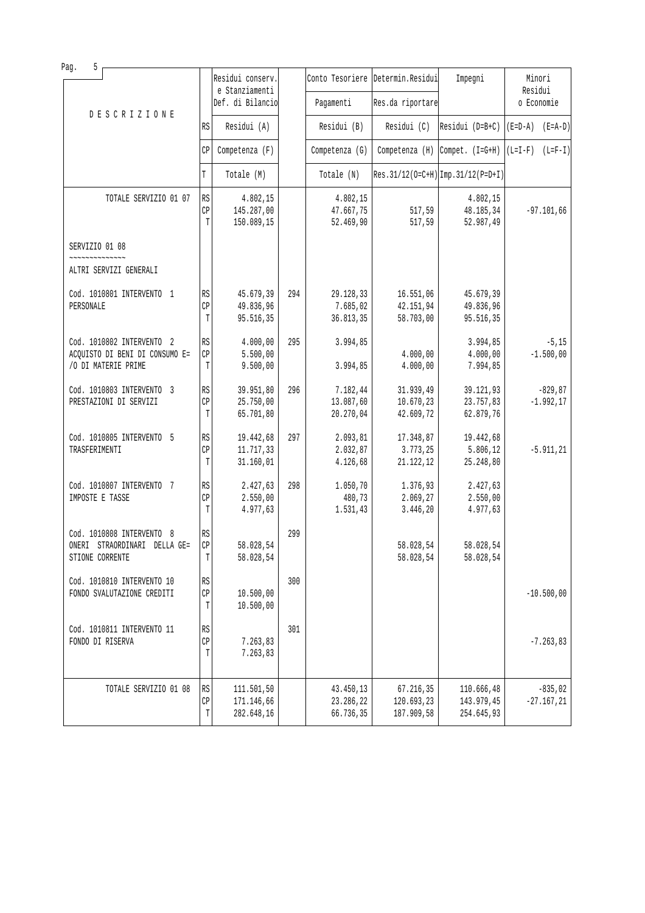| DESCRIZIONE | | Residui conserv. e Stanziamenti Def. di Bilancio | | Conto Tesoriere Pagamenti | Determin.Residui Res.da riportare | Impegni | Minori Residui o Economie |
|---|---|---|---|---|---|---|---|
| | RS | Residui (A) | | Residui (B) | Residui (C) | Residui (D=B+C) | (E=D-A) (E=A-D) |
| | CP | Competenza (F) | | Competenza (G) | Competenza (H) | Compet. (I=G+H) | (L=I-F) (L=F-I) |
| | T | Totale (M) | | Totale (N) | Res.31/12(O=C+H) | Imp.31/12(P=D+I) | |
| TOTALE SERVIZIO 01 07 | RS | 4.802,15 | | 4.802,15 | | 4.802,15 | |
| | CP | 145.287,00 | | 47.667,75 | 517,59 | 48.185,34 | -97.101,66 |
| | T | 150.089,15 | | 52.469,90 | 517,59 | 52.987,49 | |
| SERVIZIO 01 08 ~~~~~~~~~~~~~~ ALTRI SERVIZI GENERALI | | | | | | | |
| Cod. 1010801 INTERVENTO 1 PERSONALE | RS | 45.679,39 | 294 | 29.128,33 | 16.551,06 | 45.679,39 | |
| | CP | 49.836,96 | | 7.685,02 | 42.151,94 | 49.836,96 | |
| | T | 95.516,35 | | 36.813,35 | 58.703,00 | 95.516,35 | |
| Cod. 1010802 INTERVENTO 2 ACQUISTO DI BENI DI CONSUMO E=/O DI MATERIE PRIME | RS | 4.000,00 | 295 | 3.994,85 | | 3.994,85 | -5,15 |
| | CP | 5.500,00 | | | 4.000,00 | 4.000,00 | -1.500,00 |
| | T | 9.500,00 | | 3.994,85 | 4.000,00 | 7.994,85 | |
| Cod. 1010803 INTERVENTO 3 PRESTAZIONI DI SERVIZI | RS | 39.951,80 | 296 | 7.182,44 | 31.939,49 | 39.121,93 | -829,87 |
| | CP | 25.750,00 | | 13.087,60 | 10.670,23 | 23.757,83 | -1.992,17 |
| | T | 65.701,80 | | 20.270,04 | 42.609,72 | 62.879,76 | |
| Cod. 1010805 INTERVENTO 5 TRASFERIMENTI | RS | 19.442,68 | 297 | 2.093,81 | 17.348,87 | 19.442,68 | |
| | CP | 11.717,33 | | 2.032,87 | 3.773,25 | 5.806,12 | -5.911,21 |
| | T | 31.160,01 | | 4.126,68 | 21.122,12 | 25.248,80 | |
| Cod. 1010807 INTERVENTO 7 IMPOSTE E TASSE | RS | 2.427,63 | 298 | 1.050,70 | 1.376,93 | 2.427,63 | |
| | CP | 2.550,00 | | 480,73 | 2.069,27 | 2.550,00 | |
| | T | 4.977,63 | | 1.531,43 | 3.446,20 | 4.977,63 | |
| Cod. 1010808 INTERVENTO 8 ONERI STRAORDINARI DELLA GE=STIONE CORRENTE | RS | | 299 | | | | |
| | CP | 58.028,54 | | | 58.028,54 | 58.028,54 | |
| | T | 58.028,54 | | | 58.028,54 | 58.028,54 | |
| Cod. 1010810 INTERVENTO 10 FONDO SVALUTAZIONE CREDITI | RS | | 300 | | | | |
| | CP | 10.500,00 | | | | | -10.500,00 |
| | T | 10.500,00 | | | | | |
| Cod. 1010811 INTERVENTO 11 FONDO DI RISERVA | RS | | 301 | | | | |
| | CP | 7.263,83 | | | | | -7.263,83 |
| | T | 7.263,83 | | | | | |
| TOTALE SERVIZIO 01 08 | RS | 111.501,50 | | 43.450,13 | 67.216,35 | 110.666,48 | -835,02 |
| | CP | 171.146,66 | | 23.286,22 | 120.693,23 | 143.979,45 | -27.167,21 |
| | T | 282.648,16 | | 66.736,35 | 187.909,58 | 254.645,93 | |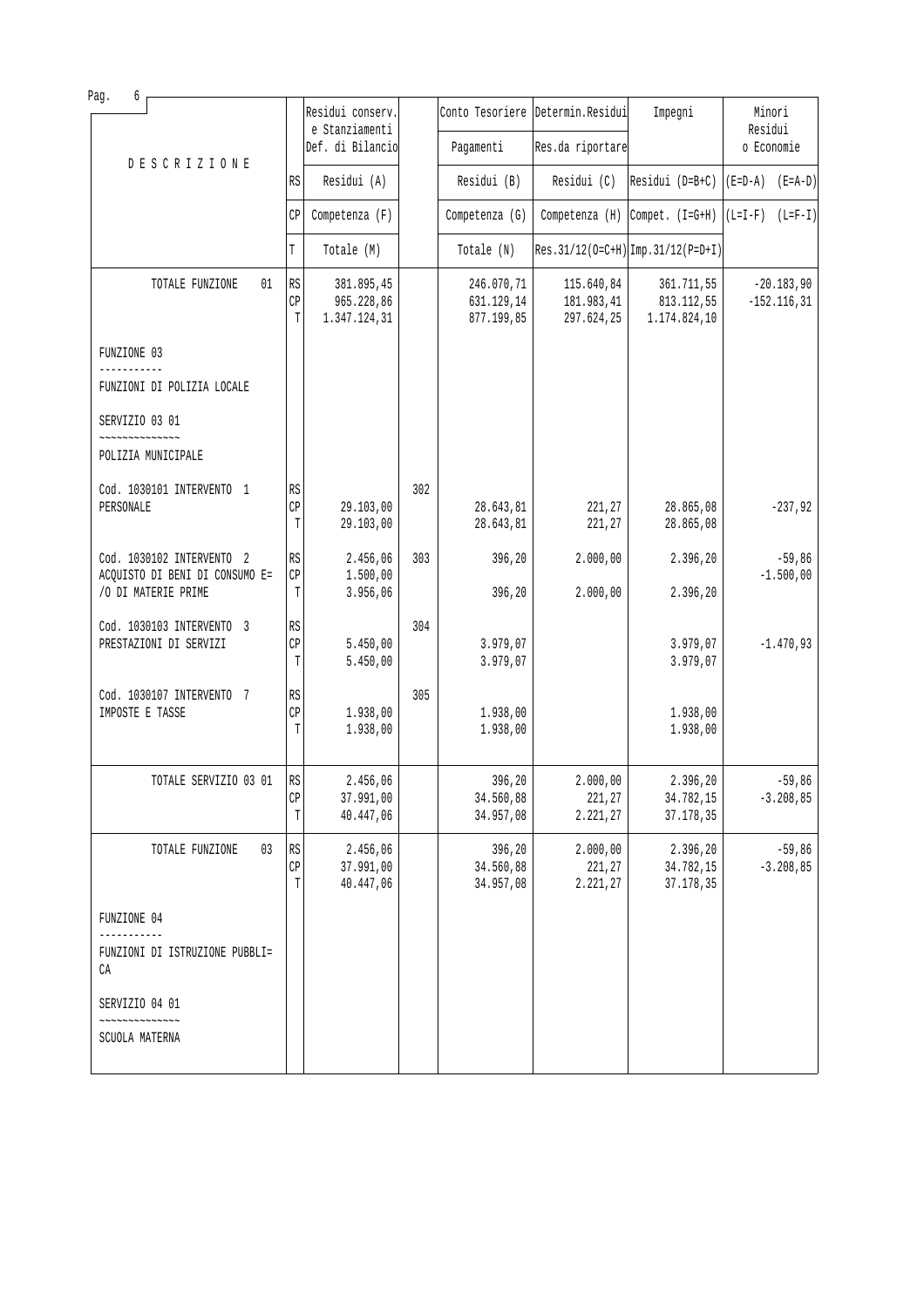| DESCRIZIONE | | Residui conserv. e Stanziamenti Def. di Bilancio | | Conto Tesoriere Pagamenti | Determin.Residui Res.da riportare | Impegni | Minori Residui o Economie |
|---|---|---|---|---|---|---|---|
| | RS | Residui (A) | | Residui (B) | Residui (C) | Residui (D=B+C) | (E=D-A) (E=A-D) |
| | CP | Competenza (F) | | Competenza (G) | Competenza (H) | Compet. (I=G+H) | (L=I-F) (L=F-I) |
| | T | Totale (M) | | Totale (N) | Res.31/12(O=C+H) | Imp.31/12(P=D+I) | |
| TOTALE FUNZIONE 01 | RS | 381.895,45 | | 246.070,71 | 115.640,84 | 361.711,55 | -20.183,90 |
| | CP | 965.228,86 | | 631.129,14 | 181.983,41 | 813.112,55 | -152.116,31 |
| | T | 1.347.124,31 | | 877.199,85 | 297.624,25 | 1.174.824,10 | |
| FUNZIONE 03 | | | | | | | |
| ----------- | | | | | | | |
| FUNZIONI DI POLIZIA LOCALE | | | | | | | |
| SERVIZIO 03 01 | | | | | | | |
| ~~~~~~~~~~~~~~ | | | | | | | |
| POLIZIA MUNICIPALE | | | | | | | |
| Cod. 1030101 INTERVENTO 1 | RS | | 302 | | | | |
| PERSONALE | CP | 29.103,00 | | 28.643,81 | 221,27 | 28.865,08 | -237,92 |
| | T | 29.103,00 | | 28.643,81 | 221,27 | 28.865,08 | |
| Cod. 1030102 INTERVENTO 2 | RS | 2.456,06 | 303 | 396,20 | 2.000,00 | 2.396,20 | -59,86 |
| ACQUISTO DI BENI DI CONSUMO E= | CP | 1.500,00 | | | | | -1.500,00 |
| /O DI MATERIE PRIME | T | 3.956,06 | | 396,20 | 2.000,00 | 2.396,20 | |
| Cod. 1030103 INTERVENTO 3 | RS | | 304 | | | | |
| PRESTAZIONI DI SERVIZI | CP | 5.450,00 | | 3.979,07 | | 3.979,07 | -1.470,93 |
| | T | 5.450,00 | | 3.979,07 | | 3.979,07 | |
| Cod. 1030107 INTERVENTO 7 | RS | | 305 | | | | |
| IMPOSTE E TASSE | CP | 1.938,00 | | 1.938,00 | | 1.938,00 | |
| | T | 1.938,00 | | 1.938,00 | | 1.938,00 | |
| TOTALE SERVIZIO 03 01 | RS | 2.456,06 | | 396,20 | 2.000,00 | 2.396,20 | -59,86 |
| | CP | 37.991,00 | | 34.560,88 | 221,27 | 34.782,15 | -3.208,85 |
| | T | 40.447,06 | | 34.957,08 | 2.221,27 | 37.178,35 | |
| TOTALE FUNZIONE 03 | RS | 2.456,06 | | 396,20 | 2.000,00 | 2.396,20 | -59,86 |
| | CP | 37.991,00 | | 34.560,88 | 221,27 | 34.782,15 | -3.208,85 |
| | T | 40.447,06 | | 34.957,08 | 2.221,27 | 37.178,35 | |
| FUNZIONE 04 | | | | | | | |
| ----------- | | | | | | | |
| FUNZIONI DI ISTRUZIONE PUBBLI= CA | | | | | | | |
| SERVIZIO 04 01 | | | | | | | |
| ~~~~~~~~~~~~~~ | | | | | | | |
| SCUOLA MATERNA | | | | | | | |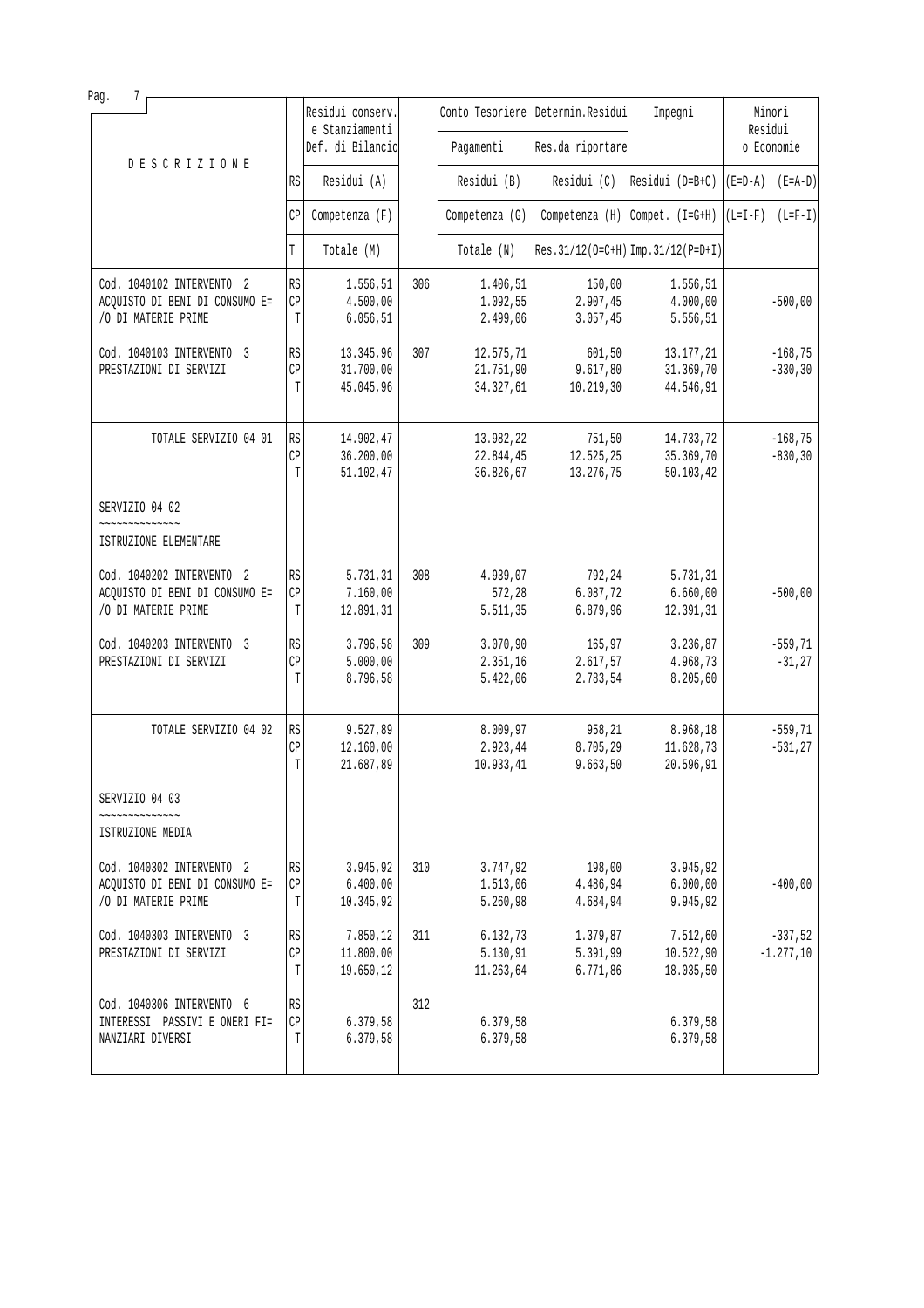| DESCRIZIONE | | Residui conserv. e Stanziamenti Def. di Bilancio | | Conto Tesoriere Pagamenti | Determin.Residui Res.da riportare | Impegni | Minori Residui o Economie | |
|---|---|---|---|---|---|---|---|---|
| | RS | Residui (A) | | Residui (B) | Residui (C) | Residui (D=B+C) | (E=D-A) | (E=A-D) |
| | CP | Competenza (F) | | Competenza (G) | Competenza (H) | Compet. (I=G+H) | (L=I-F) | (L=F-I) |
| | T | Totale (M) | | Totale (N) | Res.31/12(O=C+H) | Imp.31/12(P=D+I) | | |
| Cod. 1040102 INTERVENTO 2 ACQUISTO DI BENI DI CONSUMO E=/O DI MATERIE PRIME | RS | 1.556,51 | 306 | 1.406,51 | 150,00 | 1.556,51 | | |
| | CP | 4.500,00 | | 1.092,55 | 2.907,45 | 4.000,00 | | -500,00 |
| | T | 6.056,51 | | 2.499,06 | 3.057,45 | 5.556,51 | | |
| Cod. 1040103 INTERVENTO 3 PRESTAZIONI DI SERVIZI | RS | 13.345,96 | 307 | 12.575,71 | 601,50 | 13.177,21 | | -168,75 |
| | CP | 31.700,00 | | 21.751,90 | 9.617,80 | 31.369,70 | | -330,30 |
| | T | 45.045,96 | | 34.327,61 | 10.219,30 | 44.546,91 | | |
| TOTALE SERVIZIO 04 01 | RS | 14.902,47 | | 13.982,22 | 751,50 | 14.733,72 | | -168,75 |
| | CP | 36.200,00 | | 22.844,45 | 12.525,25 | 35.369,70 | | -830,30 |
| | T | 51.102,47 | | 36.826,67 | 13.276,75 | 50.103,42 | | |
| SERVIZIO 04 02 ~~~~~~~~~~~~~~ ISTRUZIONE ELEMENTARE | | | | | | | | |
| Cod. 1040202 INTERVENTO 2 ACQUISTO DI BENI DI CONSUMO E=/O DI MATERIE PRIME | RS | 5.731,31 | 308 | 4.939,07 | 792,24 | 5.731,31 | | |
| | CP | 7.160,00 | | 572,28 | 6.087,72 | 6.660,00 | | -500,00 |
| | T | 12.891,31 | | 5.511,35 | 6.879,96 | 12.391,31 | | |
| Cod. 1040203 INTERVENTO 3 PRESTAZIONI DI SERVIZI | RS | 3.796,58 | 309 | 3.070,90 | 165,97 | 3.236,87 | | -559,71 |
| | CP | 5.000,00 | | 2.351,16 | 2.617,57 | 4.968,73 | | -31,27 |
| | T | 8.796,58 | | 5.422,06 | 2.783,54 | 8.205,60 | | |
| TOTALE SERVIZIO 04 02 | RS | 9.527,89 | | 8.009,97 | 958,21 | 8.968,18 | | -559,71 |
| | CP | 12.160,00 | | 2.923,44 | 8.705,29 | 11.628,73 | | -531,27 |
| | T | 21.687,89 | | 10.933,41 | 9.663,50 | 20.596,91 | | |
| SERVIZIO 04 03 ~~~~~~~~~~~~~~ ISTRUZIONE MEDIA | | | | | | | | |
| Cod. 1040302 INTERVENTO 2 ACQUISTO DI BENI DI CONSUMO E=/O DI MATERIE PRIME | RS | 3.945,92 | 310 | 3.747,92 | 198,00 | 3.945,92 | | |
| | CP | 6.400,00 | | 1.513,06 | 4.486,94 | 6.000,00 | | -400,00 |
| | T | 10.345,92 | | 5.260,98 | 4.684,94 | 9.945,92 | | |
| Cod. 1040303 INTERVENTO 3 PRESTAZIONI DI SERVIZI | RS | 7.850,12 | 311 | 6.132,73 | 1.379,87 | 7.512,60 | | -337,52 |
| | CP | 11.800,00 | | 5.130,91 | 5.391,99 | 10.522,90 | | -1.277,10 |
| | T | 19.650,12 | | 11.263,64 | 6.771,86 | 18.035,50 | | |
| Cod. 1040306 INTERVENTO 6 INTERESSI PASSIVI E ONERI FI=NANZIARI DIVERSI | RS | | 312 | | | | | |
| | CP | 6.379,58 | | 6.379,58 | | 6.379,58 | | |
| | T | 6.379,58 | | 6.379,58 | | 6.379,58 | | |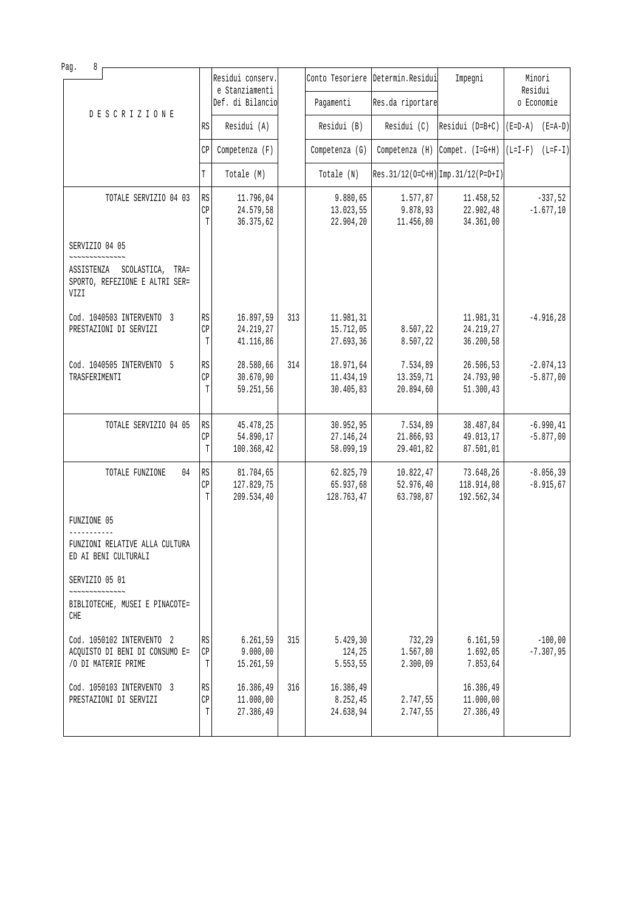| DESCRIZIONE | | Residui conserv. e Stanziamenti Def. di Bilancio | | Conto Tesoriere Pagamenti | Determin.Residui Res.da riportare | Impegni | Minori Residui o Economie |
|---|---|---|---|---|---|---|---|
| | RS | Residui (A) | | Residui (B) | Residui (C) | Residui (D=B+C) | (E=D-A) (E=A-D) |
| | CP | Competenza (F) | | Competenza (G) | Competenza (H) | Compet. (I=G+H) | (L=I-F) (L=F-I) |
| | T | Totale (M) | | Totale (N) | Res.31/12(O=C+H) | Imp.31/12(P=D+I) | |
| TOTALE SERVIZIO 04 03 | RS | 11.796,04 | | 9.880,65 | 1.577,87 | 11.458,52 | -337,52 |
| | CP | 24.579,58 | | 13.023,55 | 9.878,93 | 22.902,48 | -1.677,10 |
| | T | 36.375,62 | | 22.904,20 | 11.456,80 | 34.361,00 | |
| SERVIZIO 04 05 ~~~~~~~~~~~~~~ ASSISTENZA SCOLASTICA, TRA=SPORTO, REFEZIONE E ALTRI SER=VIZI | | | | | | | |
| Cod. 1040503 INTERVENTO 3 PRESTAZIONI DI SERVIZI | RS | 16.897,59 | 313 | 11.981,31 | | 11.981,31 | -4.916,28 |
| | CP | 24.219,27 | | 15.712,05 | 8.507,22 | 24.219,27 | |
| | T | 41.116,86 | | 27.693,36 | 8.507,22 | 36.200,58 | |
| Cod. 1040505 INTERVENTO 5 TRASFERIMENTI | RS | 28.580,66 | 314 | 18.971,64 | 7.534,89 | 26.506,53 | -2.074,13 |
| | CP | 30.670,90 | | 11.434,19 | 13.359,71 | 24.793,90 | -5.877,00 |
| | T | 59.251,56 | | 30.405,83 | 20.894,60 | 51.300,43 | |
| TOTALE SERVIZIO 04 05 | RS | 45.478,25 | | 30.952,95 | 7.534,89 | 38.487,84 | -6.990,41 |
| | CP | 54.890,17 | | 27.146,24 | 21.866,93 | 49.013,17 | -5.877,00 |
| | T | 100.368,42 | | 58.099,19 | 29.401,82 | 87.501,01 | |
| TOTALE FUNZIONE 04 | RS | 81.704,65 | | 62.825,79 | 10.822,47 | 73.648,26 | -8.056,39 |
| | CP | 127.829,75 | | 65.937,68 | 52.976,40 | 118.914,08 | -8.915,67 |
| | T | 209.534,40 | | 128.763,47 | 63.798,87 | 192.562,34 | |
| FUNZIONE 05 ----------- FUNZIONI RELATIVE ALLA CULTURA ED AI BENI CULTURALI | | | | | | | |
| SERVIZIO 05 01 ~~~~~~~~~~~~~~ BIBLIOTECHE, MUSEI E PINACOTE=CHE | | | | | | | |
| Cod. 1050102 INTERVENTO 2 ACQUISTO DI BENI DI CONSUMO E=/O DI MATERIE PRIME | RS | 6.261,59 | 315 | 5.429,30 | 732,29 | 6.161,59 | -100,00 |
| | CP | 9.000,00 | | 124,25 | 1.567,80 | 1.692,05 | -7.307,95 |
| | T | 15.261,59 | | 5.553,55 | 2.300,09 | 7.853,64 | |
| Cod. 1050103 INTERVENTO 3 PRESTAZIONI DI SERVIZI | RS | 16.386,49 | 316 | 16.386,49 | | 16.386,49 | |
| | CP | 11.000,00 | | 8.252,45 | 2.747,55 | 11.000,00 | |
| | T | 27.386,49 | | 24.638,94 | 2.747,55 | 27.386,49 | |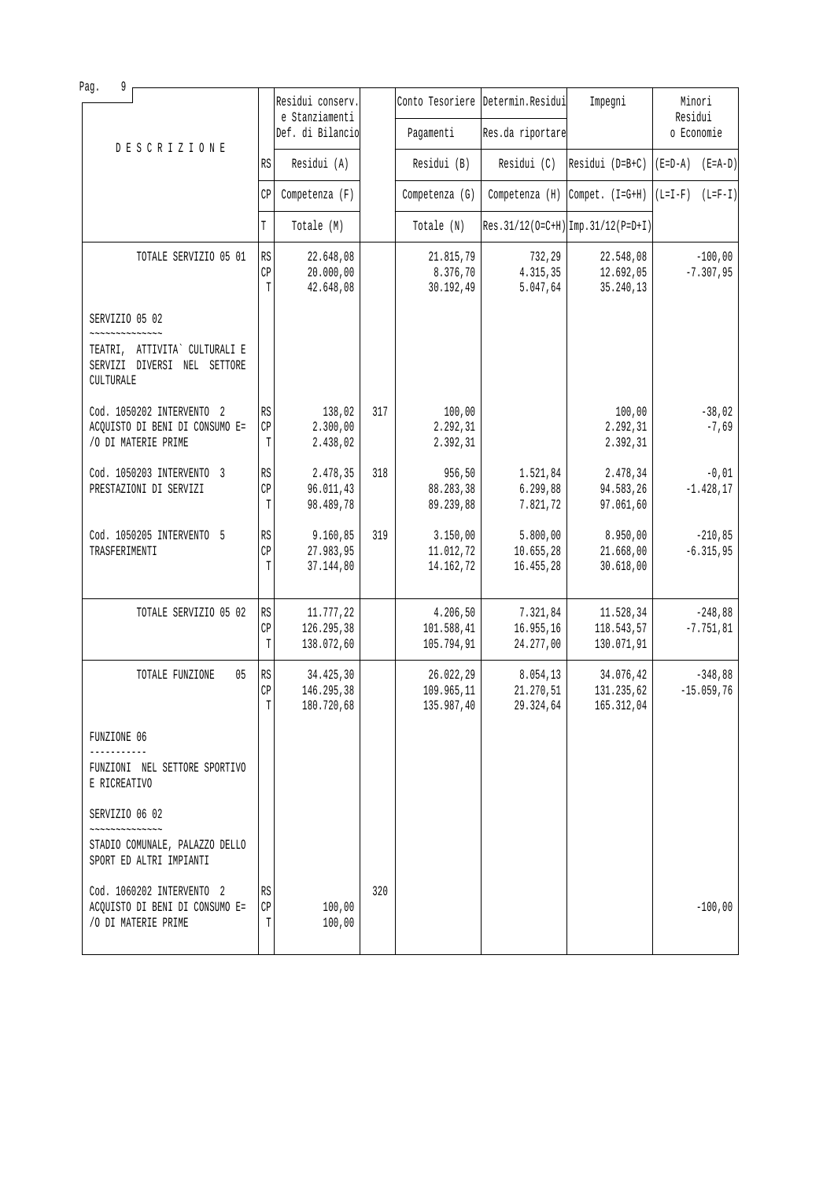| DESCRIZIONE | | Residui conserv. e Stanziamenti Def. di Bilancio | | Conto Tesoriere Pagamenti | Determin.Residui Res.da riportare | Impegni | Minori Residui o Economie |
|---|---|---|---|---|---|---|---|
| | RS | Residui (A) | | Residui (B) | Residui (C) | Residui (D=B+C) | (E=D-A) (E=A-D) |
| | CP | Competenza (F) | | Competenza (G) | Competenza (H) | Compet. (I=G+H) | (L=I-F) (L=F-I) |
| | T | Totale (M) | | Totale (N) | Res.31/12(O=C+H) | Imp.31/12(P=D+I) | |
| TOTALE SERVIZIO 05 01 | RS | 22.648,08 | | 21.815,79 | 732,29 | 22.548,08 | -100,00 |
| | CP | 20.000,00 | | 8.376,70 | 4.315,35 | 12.692,05 | -7.307,95 |
| | T | 42.648,08 | | 30.192,49 | 5.047,64 | 35.240,13 | |
| SERVIZIO 05 02<br>~~~~~~~~~~~~~~<br>TEATRI, ATTIVITA` CULTURALI E SERVIZI DIVERSI NEL SETTORE CULTURALE | | | | | | | |
| Cod. 1050202 INTERVENTO 2 | RS | 138,02 | 317 | 100,00 | | 100,00 | -38,02 |
| ACQUISTO DI BENI DI CONSUMO E= | CP | 2.300,00 | | 2.292,31 | | 2.292,31 | -7,69 |
| /O DI MATERIE PRIME | T | 2.438,02 | | 2.392,31 | | 2.392,31 | |
| Cod. 1050203 INTERVENTO 3 | RS | 2.478,35 | 318 | 956,50 | 1.521,84 | 2.478,34 | -0,01 |
| PRESTAZIONI DI SERVIZI | CP | 96.011,43 | | 88.283,38 | 6.299,88 | 94.583,26 | -1.428,17 |
| | T | 98.489,78 | | 89.239,88 | 7.821,72 | 97.061,60 | |
| Cod. 1050205 INTERVENTO 5 | RS | 9.160,85 | 319 | 3.150,00 | 5.800,00 | 8.950,00 | -210,85 |
| TRASFERIMENTI | CP | 27.983,95 | | 11.012,72 | 10.655,28 | 21.668,00 | -6.315,95 |
| | T | 37.144,80 | | 14.162,72 | 16.455,28 | 30.618,00 | |
| TOTALE SERVIZIO 05 02 | RS | 11.777,22 | | 4.206,50 | 7.321,84 | 11.528,34 | -248,88 |
| | CP | 126.295,38 | | 101.588,41 | 16.955,16 | 118.543,57 | -7.751,81 |
| | T | 138.072,60 | | 105.794,91 | 24.277,00 | 130.071,91 | |
| TOTALE FUNZIONE 05 | RS | 34.425,30 | | 26.022,29 | 8.054,13 | 34.076,42 | -348,88 |
| | CP | 146.295,38 | | 109.965,11 | 21.270,51 | 131.235,62 | -15.059,76 |
| | T | 180.720,68 | | 135.987,40 | 29.324,64 | 165.312,04 | |
| FUNZIONE 06<br>-----------<br>FUNZIONI NEL SETTORE SPORTIVO E RICREATIVO | | | | | | | |
| SERVIZIO 06 02<br>~~~~~~~~~~~~~~<br>STADIO COMUNALE, PALAZZO DELLO SPORT ED ALTRI IMPIANTI | | | | | | | |
| Cod. 1060202 INTERVENTO 2 | RS | | 320 | | | | |
| ACQUISTO DI BENI DI CONSUMO E= | CP | 100,00 | | | | | -100,00 |
| /O DI MATERIE PRIME | T | 100,00 | | | | | |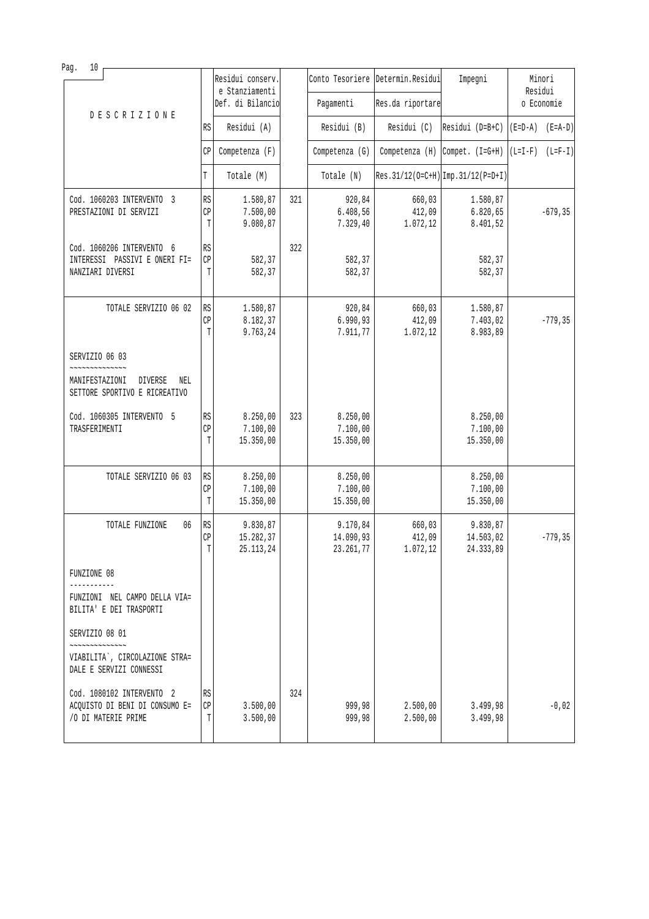| DESCRIZIONE | | Residui conserv. e Stanziamenti Def. di Bilancio | | Conto Tesoriere Pagamenti | Determin.Residui Res.da riportare | Impegni | Minori Residui o Economie | |
|---|---|---|---|---|---|---|---|---|
| | RS | Residui (A) | | Residui (B) | Residui (C) | Residui (D=B+C) | (E=D-A) | (E=A-D) |
| | CP | Competenza (F) | | Competenza (G) | Competenza (H) | Compet. (I=G+H) | (L=I-F) | (L=F-I) |
| | T | Totale (M) | | Totale (N) | Res.31/12(O=C+H) | Imp.31/12(P=D+I) | | |
| Cod. 1060203 INTERVENTO 3<br>PRESTAZIONI DI SERVIZI | RS<br>CP<br>T | 1.580,87<br>7.500,00<br>9.080,87 | 321 | 920,84<br>6.408,56<br>7.329,40 | 660,03<br>412,09<br>1.072,12 | 1.580,87<br>6.820,65<br>8.401,52 | | <br>-679,35 |
| Cod. 1060206 INTERVENTO 6<br>INTERESSI PASSIVI E ONERI FI=<br>NANZIARI DIVERSI | RS<br>CP<br>T | <br>582,37<br>582,37 | 322 | <br>582,37<br>582,37 | | <br>582,37<br>582,37 | | |
| TOTALE SERVIZIO 06 02 | RS<br>CP<br>T | 1.580,87<br>8.182,37<br>9.763,24 | | 920,84<br>6.990,93<br>7.911,77 | 660,03<br>412,09<br>1.072,12 | 1.580,87<br>7.403,02<br>8.983,89 | | <br>-779,35 |
| SERVIZIO 06 03<br>~~~~~~~~~~~~~~<br>MANIFESTAZIONI DIVERSE NEL<br>SETTORE SPORTIVO E RICREATIVO | | | | | | | | |
| Cod. 1060305 INTERVENTO 5<br>TRASFERIMENTI | RS<br>CP<br>T | 8.250,00<br>7.100,00<br>15.350,00 | 323 | 8.250,00<br>7.100,00<br>15.350,00 | | 8.250,00<br>7.100,00<br>15.350,00 | | |
| TOTALE SERVIZIO 06 03 | RS<br>CP<br>T | 8.250,00<br>7.100,00<br>15.350,00 | | 8.250,00<br>7.100,00<br>15.350,00 | | 8.250,00<br>7.100,00<br>15.350,00 | | |
| TOTALE FUNZIONE 06 | RS<br>CP<br>T | 9.830,87<br>15.282,37<br>25.113,24 | | 9.170,84<br>14.090,93<br>23.261,77 | 660,03<br>412,09<br>1.072,12 | 9.830,87<br>14.503,02<br>24.333,89 | | <br>-779,35 |
| FUNZIONE 08<br>-----------<br>FUNZIONI NEL CAMPO DELLA VIA=<br>BILITA' E DEI TRASPORTI | | | | | | | | |
| SERVIZIO 08 01<br>~~~~~~~~~~~~~~<br>VIABILITA`, CIRCOLAZIONE STRA=<br>DALE E SERVIZI CONNESSI | | | | | | | | |
| Cod. 1080102 INTERVENTO 2<br>ACQUISTO DI BENI DI CONSUMO E=<br>/O DI MATERIE PRIME | RS<br>CP<br>T | <br>3.500,00<br>3.500,00 | 324 | <br>999,98<br>999,98 | <br>2.500,00<br>2.500,00 | <br>3.499,98<br>3.499,98 | | <br>-0,02 |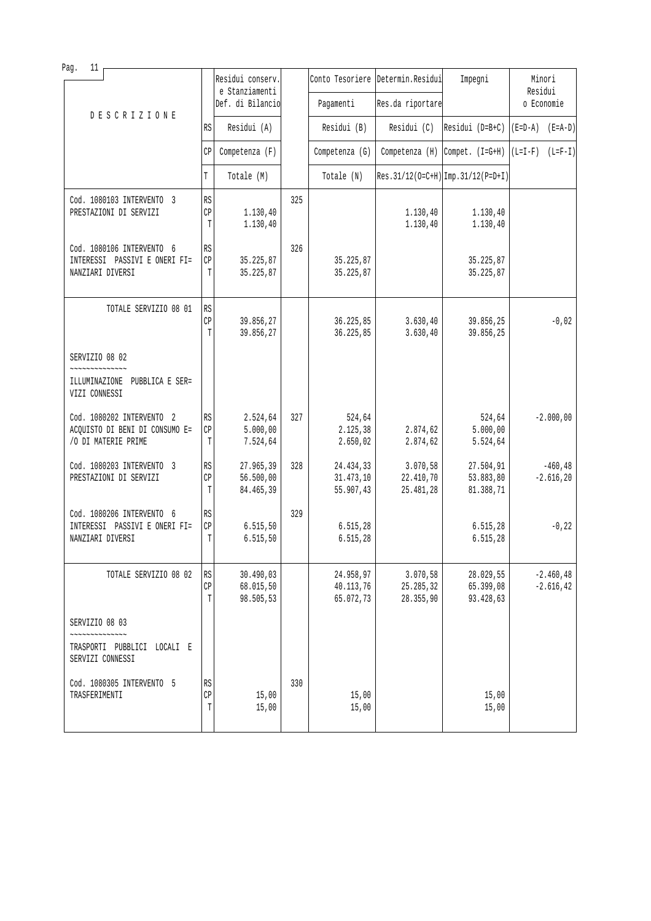| DESCRIZIONE | | Residui conserv. e Stanziamenti Def. di Bilancio | | Conto Tesoriere Pagamenti | Determin.Residui Res.da riportare | Impegni | Minori Residui o Economie |
|---|---|---|---|---|---|---|---|
| | RS | Residui (A) | | Residui (B) | Residui (C) | Residui (D=B+C) | (E=D-A) (E=A-D) |
| | CP | Competenza (F) | | Competenza (G) | Competenza (H) | Compet. (I=G+H) | (L=I-F) (L=F-I) |
| | T | Totale (M) | | Totale (N) | Res.31/12(O=C+H) | Imp.31/12(P=D+I) | |
| Cod. 1080103 INTERVENTO 3<br>PRESTAZIONI DI SERVIZI | RS<br>CP<br>T | <br>1.130,40<br>1.130,40 | 325 | | <br>1.130,40<br>1.130,40 | <br>1.130,40<br>1.130,40 | |
| Cod. 1080106 INTERVENTO 6<br>INTERESSI PASSIVI E ONERI FI=<br>NANZIARI DIVERSI | RS<br>CP<br>T | <br>35.225,87<br>35.225,87 | 326 | <br>35.225,87<br>35.225,87 | | <br>35.225,87<br>35.225,87 | |
| TOTALE SERVIZIO 08 01 | RS<br>CP<br>T | <br>39.856,27<br>39.856,27 | | <br>36.225,85<br>36.225,85 | <br>3.630,40<br>3.630,40 | <br>39.856,25<br>39.856,25 | <br>-0,02 |
| SERVIZIO 08 02<br>~~~~~~~~~~~~~~<br>ILLUMINAZIONE PUBBLICA E SER=<br>VIZI CONNESSI | | | | | | | |
| Cod. 1080202 INTERVENTO 2<br>ACQUISTO DI BENI DI CONSUMO E=<br>/O DI MATERIE PRIME | RS<br>CP<br>T | 2.524,64<br>5.000,00<br>7.524,64 | 327 | 524,64<br>2.125,38<br>2.650,02 | <br>2.874,62<br>2.874,62 | 524,64<br>5.000,00<br>5.524,64 | -2.000,00 |
| Cod. 1080203 INTERVENTO 3<br>PRESTAZIONI DI SERVIZI | RS<br>CP<br>T | 27.965,39<br>56.500,00<br>84.465,39 | 328 | 24.434,33<br>31.473,10<br>55.907,43 | 3.070,58<br>22.410,70<br>25.481,28 | 27.504,91<br>53.883,80<br>81.388,71 | -460,48<br>-2.616,20 |
| Cod. 1080206 INTERVENTO 6<br>INTERESSI PASSIVI E ONERI FI=<br>NANZIARI DIVERSI | RS<br>CP<br>T | <br>6.515,50<br>6.515,50 | 329 | <br>6.515,28<br>6.515,28 | | <br>6.515,28<br>6.515,28 | <br>-0,22 |
| TOTALE SERVIZIO 08 02 | RS<br>CP<br>T | 30.490,03<br>68.015,50<br>98.505,53 | | 24.958,97<br>40.113,76<br>65.072,73 | 3.070,58<br>25.285,32<br>28.355,90 | 28.029,55<br>65.399,08<br>93.428,63 | -2.460,48<br>-2.616,42 |
| SERVIZIO 08 03<br>~~~~~~~~~~~~~~<br>TRASPORTI PUBBLICI LOCALI E<br>SERVIZI CONNESSI | | | | | | | |
| Cod. 1080305 INTERVENTO 5<br>TRASFERIMENTI | RS<br>CP<br>T | <br>15,00<br>15,00 | 330 | <br>15,00<br>15,00 | | <br>15,00<br>15,00 | |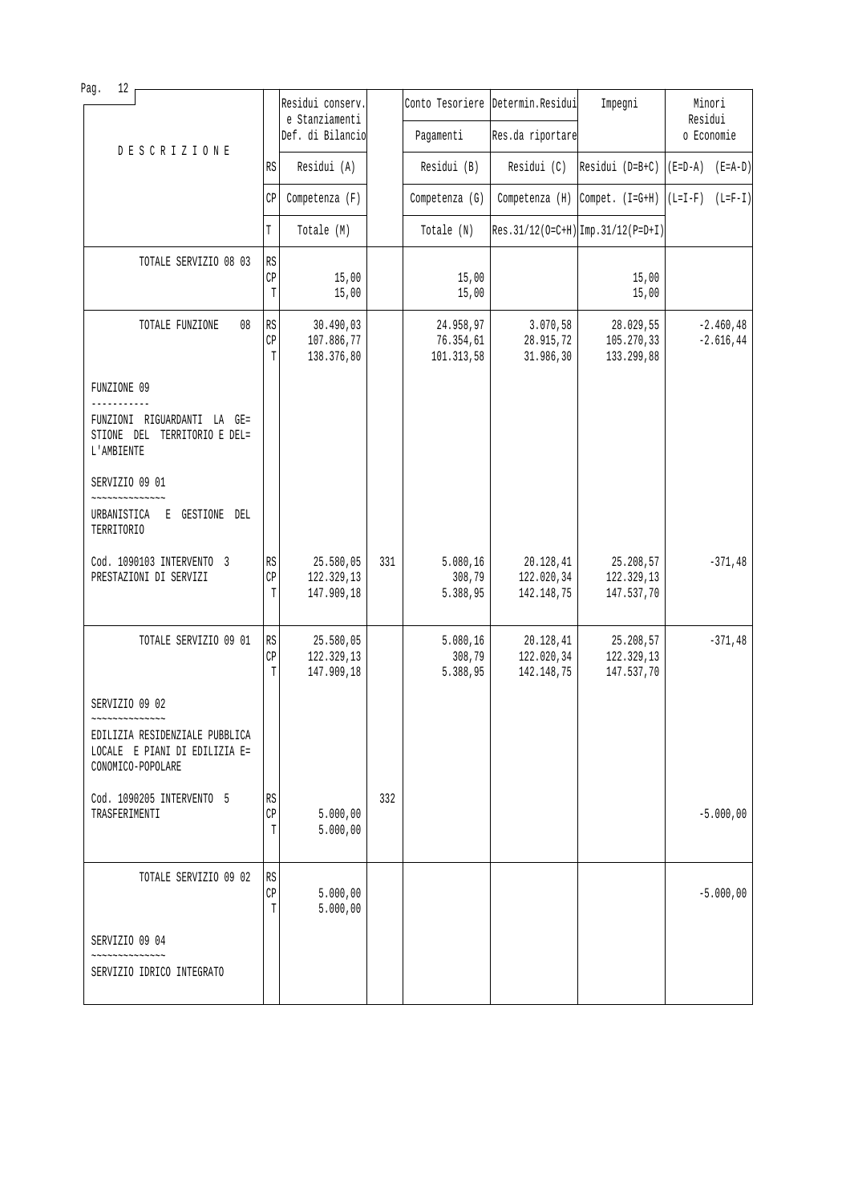| DESCRIZIONE | | Residui conserv. e Stanziamenti Def. di Bilancio | | Conto Tesoriere Pagamenti | Determin.Residui Res.da riportare | Impegni | Minori Residui o Economie |
|---|---|---|---|---|---|---|---|
| | RS | Residui (A) | | Residui (B) | Residui (C) | Residui (D=B+C) | (E=D-A) (E=A-D) |
| | CP | Competenza (F) | | Competenza (G) | Competenza (H) | Compet. (I=G+H) | (L=I-F) (L=F-I) |
| | T | Totale (M) | | Totale (N) | Res.31/12(O=C+H) | Imp.31/12(P=D+I) | |
| TOTALE SERVIZIO 08 03 | RS<br>CP<br>T | <br>15,00<br>15,00 | | <br>15,00<br>15,00 | | <br>15,00<br>15,00 | |
| TOTALE FUNZIONE 08 | RS<br>CP<br>T | 30.490,03<br>107.886,77<br>138.376,80 | | 24.958,97<br>76.354,61<br>101.313,58 | 3.070,58<br>28.915,72<br>31.986,30 | 28.029,55<br>105.270,33<br>133.299,88 | -2.460,48<br>-2.616,44 |
| FUNZIONE 09<br>-----------<br>FUNZIONI RIGUARDANTI LA GE=STIONE DEL TERRITORIO E DEL=L'AMBIENTE | | | | | | | |
| SERVIZIO 09 01<br>~~~~~~~~~~~~~~<br>URBANISTICA E GESTIONE DEL TERRITORIO | | | | | | | |
| Cod. 1090103 INTERVENTO 3<br>PRESTAZIONI DI SERVIZI | RS<br>CP<br>T | 25.580,05<br>122.329,13<br>147.909,18 | 331 | 5.080,16<br>308,79<br>5.388,95 | 20.128,41<br>122.020,34<br>142.148,75 | 25.208,57<br>122.329,13<br>147.537,70 | -371,48 |
| TOTALE SERVIZIO 09 01 | RS<br>CP<br>T | 25.580,05<br>122.329,13<br>147.909,18 | | 5.080,16<br>308,79<br>5.388,95 | 20.128,41<br>122.020,34<br>142.148,75 | 25.208,57<br>122.329,13<br>147.537,70 | -371,48 |
| SERVIZIO 09 02<br>~~~~~~~~~~~~~~<br>EDILIZIA RESIDENZIALE PUBBLICA LOCALE E PIANI DI EDILIZIA E=CONOMICO-POPOLARE | | | | | | | |
| Cod. 1090205 INTERVENTO 5<br>TRASFERIMENTI | RS<br>CP<br>T | <br>5.000,00<br>5.000,00 | 332 | | | | <br>-5.000,00 |
| TOTALE SERVIZIO 09 02 | RS<br>CP<br>T | <br>5.000,00<br>5.000,00 | | | | | <br>-5.000,00 |
| SERVIZIO 09 04<br>~~~~~~~~~~~~~~<br>SERVIZIO IDRICO INTEGRATO | | | | | | | |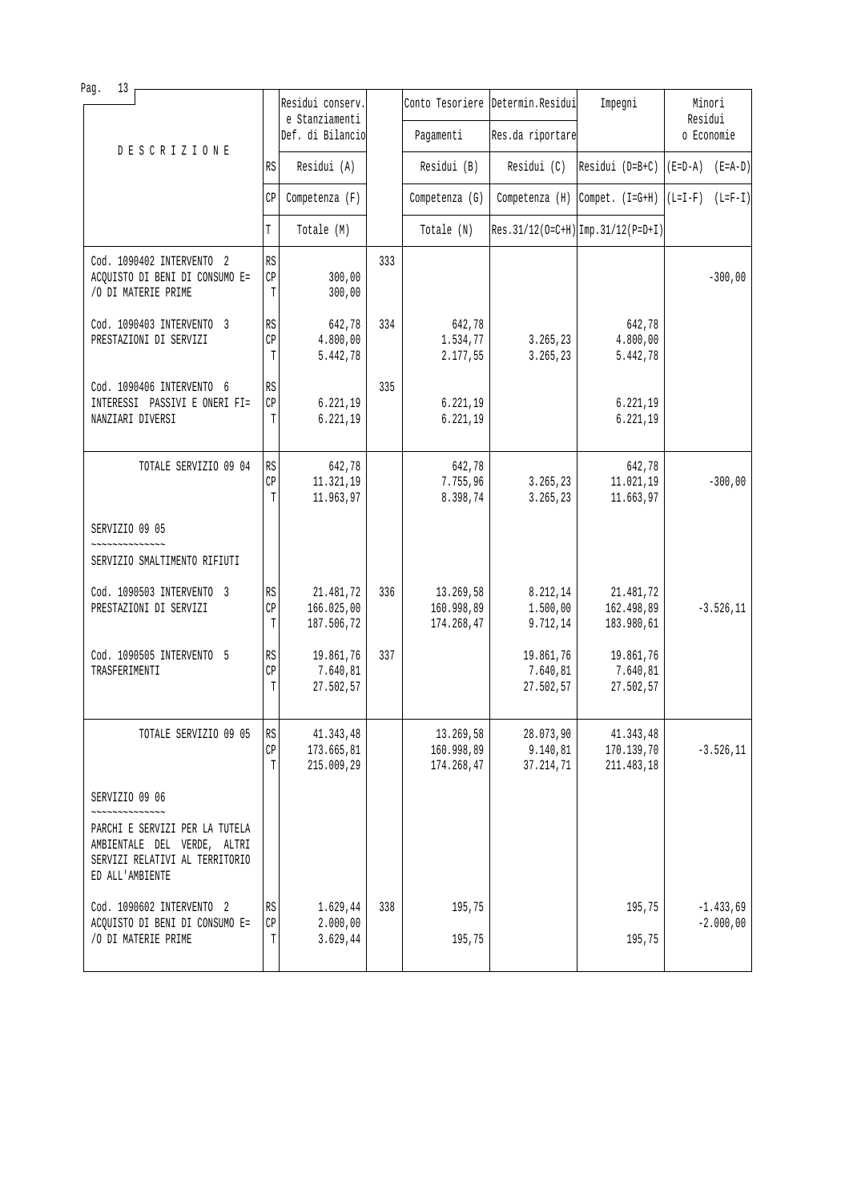| DESCRIZIONE | | Residui conserv. e Stanziamenti Def. di Bilancio | | Conto Tesoriere Pagamenti | Determin.Residui Res.da riportare | Impegni | Minori Residui o Economie |
|---|---|---|---|---|---|---|---|
| | RS | Residui (A) | | Residui (B) | Residui (C) | Residui (D=B+C) | (E=D-A) (E=A-D) |
| | CP | Competenza (F) | | Competenza (G) | Competenza (H) | Compet. (I=G+H) | (L=I-F) (L=F-I) |
| | T | Totale (M) | | Totale (N) | Res.31/12(O=C+H) | Imp.31/12(P=D+I) | |
| Cod. 1090402 INTERVENTO 2 ACQUISTO DI BENI DI CONSUMO E=/O DI MATERIE PRIME | RS | | 333 | | | | |
| | CP | 300,00 | | | | | -300,00 |
| | T | 300,00 | | | | | |
| Cod. 1090403 INTERVENTO 3 PRESTAZIONI DI SERVIZI | RS | 642,78 | 334 | 642,78 | | 642,78 | |
| | CP | 4.800,00 | | 1.534,77 | 3.265,23 | 4.800,00 | |
| | T | 5.442,78 | | 2.177,55 | 3.265,23 | 5.442,78 | |
| Cod. 1090406 INTERVENTO 6 INTERESSI PASSIVI E ONERI FI=NANZIARI DIVERSI | RS | | 335 | | | | |
| | CP | 6.221,19 | | 6.221,19 | | 6.221,19 | |
| | T | 6.221,19 | | 6.221,19 | | 6.221,19 | |
| TOTALE SERVIZIO 09 04 | RS | 642,78 | | 642,78 | | 642,78 | |
| | CP | 11.321,19 | | 7.755,96 | 3.265,23 | 11.021,19 | -300,00 |
| | T | 11.963,97 | | 8.398,74 | 3.265,23 | 11.663,97 | |
| SERVIZIO 09 05 ~~~~~~~~~~~~~~ SERVIZIO SMALTIMENTO RIFIUTI | | | | | | | |
| Cod. 1090503 INTERVENTO 3 PRESTAZIONI DI SERVIZI | RS | 21.481,72 | 336 | 13.269,58 | 8.212,14 | 21.481,72 | |
| | CP | 166.025,00 | | 160.998,89 | 1.500,00 | 162.498,89 | -3.526,11 |
| | T | 187.506,72 | | 174.268,47 | 9.712,14 | 183.980,61 | |
| Cod. 1090505 INTERVENTO 5 TRASFERIMENTI | RS | 19.861,76 | 337 | | 19.861,76 | 19.861,76 | |
| | CP | 7.640,81 | | | 7.640,81 | 7.640,81 | |
| | T | 27.502,57 | | | 27.502,57 | 27.502,57 | |
| TOTALE SERVIZIO 09 05 | RS | 41.343,48 | | 13.269,58 | 28.073,90 | 41.343,48 | |
| | CP | 173.665,81 | | 160.998,89 | 9.140,81 | 170.139,70 | -3.526,11 |
| | T | 215.009,29 | | 174.268,47 | 37.214,71 | 211.483,18 | |
| SERVIZIO 09 06 ~~~~~~~~~~~~~~ PARCHI E SERVIZI PER LA TUTELA AMBIENTALE DEL VERDE, ALTRI SERVIZI RELATIVI AL TERRITORIO ED ALL'AMBIENTE | | | | | | | |
| Cod. 1090602 INTERVENTO 2 ACQUISTO DI BENI DI CONSUMO E=/O DI MATERIE PRIME | RS | 1.629,44 | 338 | 195,75 | | 195,75 | -1.433,69 |
| | CP | 2.000,00 | | | | | -2.000,00 |
| | T | 3.629,44 | | 195,75 | | 195,75 | |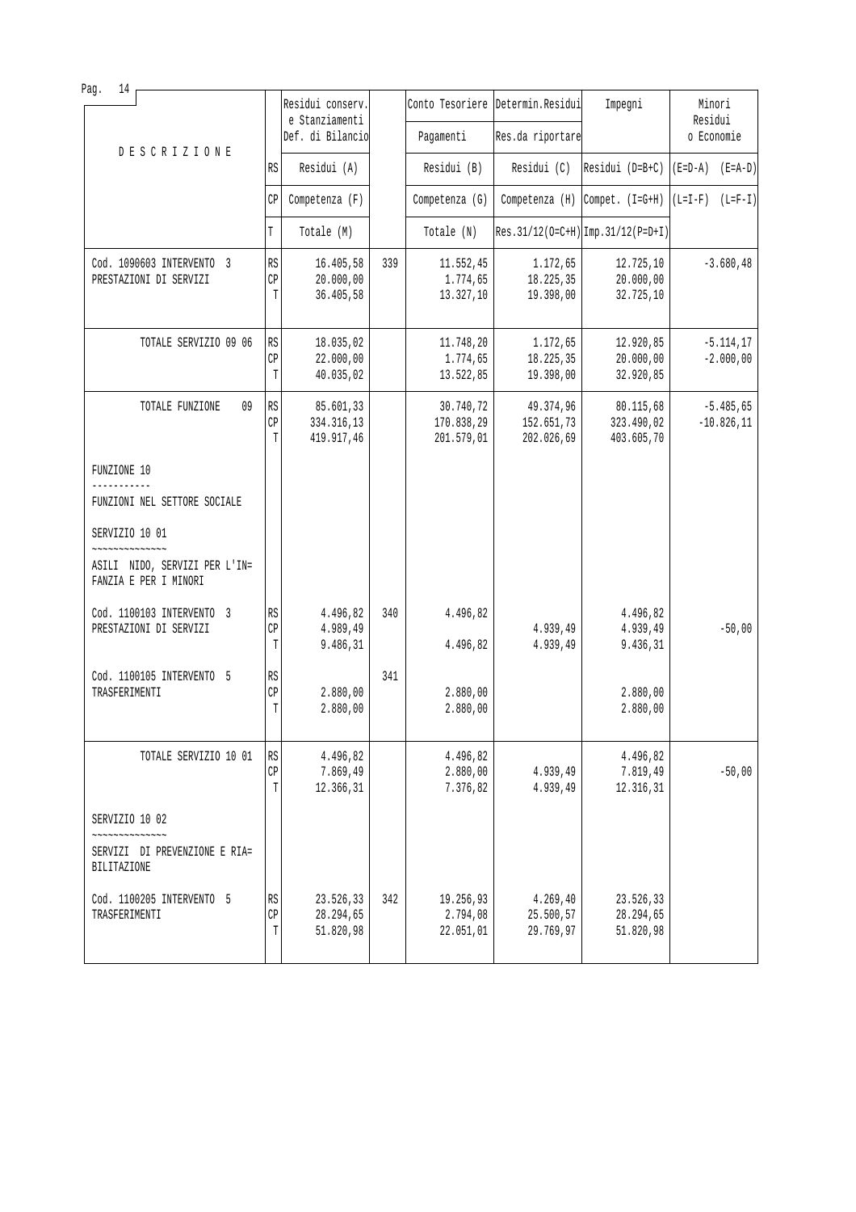| DESCRIZIONE | | Residui conserv. e Stanziamenti Def. di Bilancio | | Conto Tesoriere Pagamenti | Determin.Residui Res.da riportare | Impegni | Minori Residui o Economie |
|---|---|---|---|---|---|---|---|
| | RS | Residui (A) | | Residui (B) | Residui (C) | Residui (D=B+C) | (E=D-A) (E=A-D) |
| | CP | Competenza (F) | | Competenza (G) | Competenza (H) | Compet. (I=G+H) | (L=I-F) (L=F-I) |
| | T | Totale (M) | | Totale (N) | Res.31/12(O=C+H) | Imp.31/12(P=D+I) | |
| Cod. 1090603 INTERVENTO 3 PRESTAZIONI DI SERVIZI | RS | 16.405,58 | 339 | 11.552,45 | 1.172,65 | 12.725,10 | -3.680,48 |
| | CP | 20.000,00 | | 1.774,65 | 18.225,35 | 20.000,00 | |
| | T | 36.405,58 | | 13.327,10 | 19.398,00 | 32.725,10 | |
| TOTALE SERVIZIO 09 06 | RS | 18.035,02 | | 11.748,20 | 1.172,65 | 12.920,85 | -5.114,17 |
| | CP | 22.000,00 | | 1.774,65 | 18.225,35 | 20.000,00 | -2.000,00 |
| | T | 40.035,02 | | 13.522,85 | 19.398,00 | 32.920,85 | |
| TOTALE FUNZIONE 09 | RS | 85.601,33 | | 30.740,72 | 49.374,96 | 80.115,68 | -5.485,65 |
| | CP | 334.316,13 | | 170.838,29 | 152.651,73 | 323.490,02 | -10.826,11 |
| | T | 419.917,46 | | 201.579,01 | 202.026,69 | 403.605,70 | |
| FUNZIONE 10<br>-----------<br>FUNZIONI NEL SETTORE SOCIALE | | | | | | | |
| SERVIZIO 10 01<br>~~~~~~~~~~~~~~<br>ASILI NIDO, SERVIZI PER L'IN=FANZIA E PER I MINORI | | | | | | | |
| Cod. 1100103 INTERVENTO 3 PRESTAZIONI DI SERVIZI | RS | 4.496,82 | 340 | 4.496,82 | | 4.496,82 | |
| | CP | 4.989,49 | | | 4.939,49 | 4.939,49 | -50,00 |
| | T | 9.486,31 | | 4.496,82 | 4.939,49 | 9.436,31 | |
| Cod. 1100105 INTERVENTO 5 TRASFERIMENTI | RS | | 341 | | | | |
| | CP | 2.880,00 | | 2.880,00 | | 2.880,00 | |
| | T | 2.880,00 | | 2.880,00 | | 2.880,00 | |
| TOTALE SERVIZIO 10 01 | RS | 4.496,82 | | 4.496,82 | | 4.496,82 | |
| | CP | 7.869,49 | | 2.880,00 | 4.939,49 | 7.819,49 | -50,00 |
| | T | 12.366,31 | | 7.376,82 | 4.939,49 | 12.316,31 | |
| SERVIZIO 10 02<br>~~~~~~~~~~~~~~<br>SERVIZI DI PREVENZIONE E RIA=BILITAZIONE | | | | | | | |
| Cod. 1100205 INTERVENTO 5 TRASFERIMENTI | RS | 23.526,33 | 342 | 19.256,93 | 4.269,40 | 23.526,33 | |
| | CP | 28.294,65 | | 2.794,08 | 25.500,57 | 28.294,65 | |
| | T | 51.820,98 | | 22.051,01 | 29.769,97 | 51.820,98 | |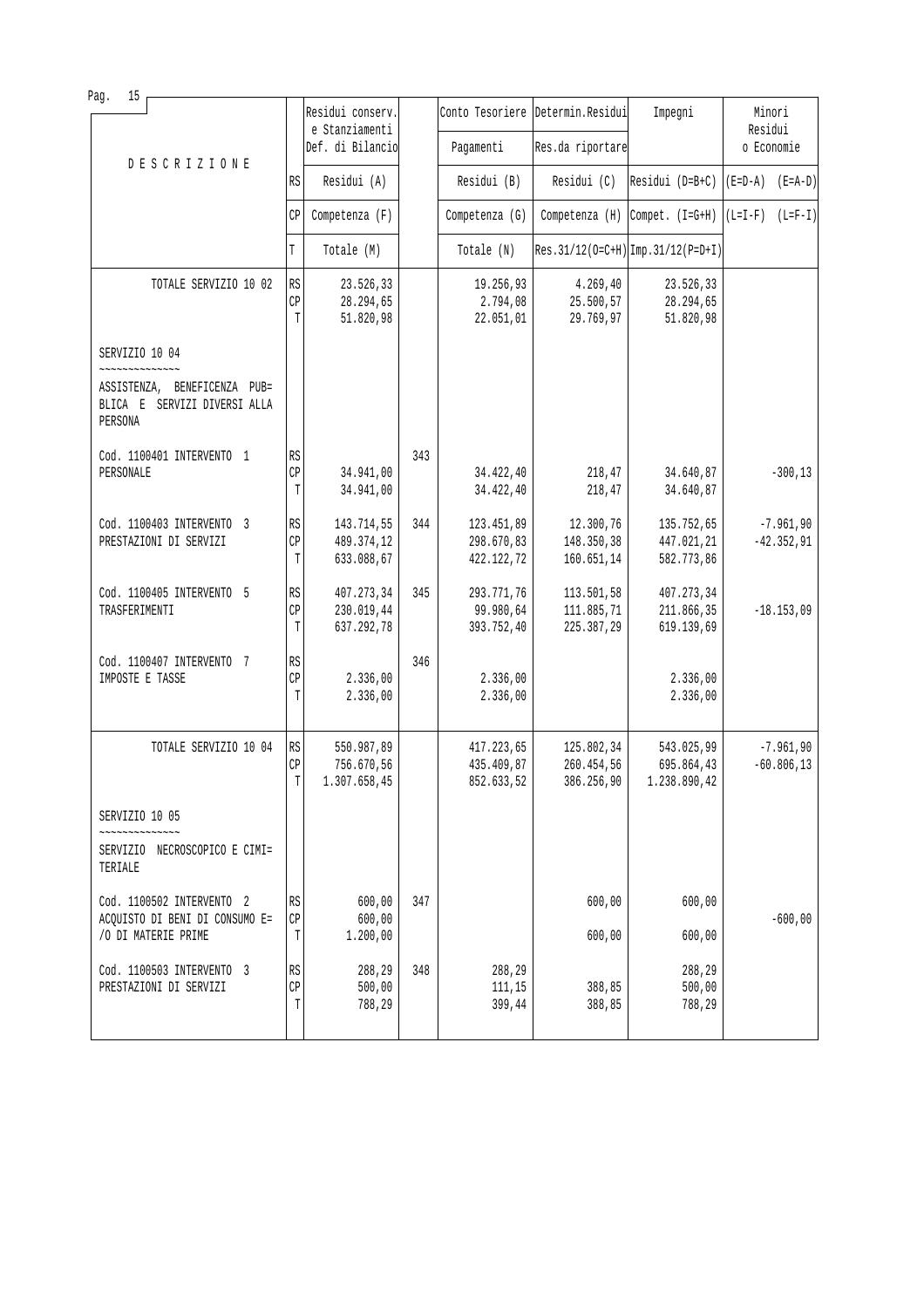| DESCRIZIONE | | Residui conserv. e Stanziamenti Def. di Bilancio | | Conto Tesoriere Pagamenti | Determin.Residui Res.da riportare | Impegni | Minori Residui o Economie |
|---|---|---|---|---|---|---|---|
| | RS | Residui (A) | | Residui (B) | Residui (C) | Residui (D=B+C) | (E=D-A) (E=A-D) |
| | CP | Competenza (F) | | Competenza (G) | Competenza (H) | Compet. (I=G+H) | (L=I-F) (L=F-I) |
| | T | Totale (M) | | Totale (N) | Res.31/12(O=C+H) | Imp.31/12(P=D+I) | |
| TOTALE SERVIZIO 10 02 | RS | 23.526,33 | | 19.256,93 | 4.269,40 | 23.526,33 | |
| | CP | 28.294,65 | | 2.794,08 | 25.500,57 | 28.294,65 | |
| | T | 51.820,98 | | 22.051,01 | 29.769,97 | 51.820,98 | |
| SERVIZIO 10 04 ~~~~~~~~~~~~~~ ASSISTENZA, BENEFICENZA PUB= BLICA E SERVIZI DIVERSI ALLA PERSONA | | | | | | | |
| Cod. 1100401 INTERVENTO 1 PERSONALE | RS | | 343 | | | | |
| | CP | 34.941,00 | | 34.422,40 | 218,47 | 34.640,87 | -300,13 |
| | T | 34.941,00 | | 34.422,40 | 218,47 | 34.640,87 | |
| Cod. 1100403 INTERVENTO 3 PRESTAZIONI DI SERVIZI | RS | 143.714,55 | 344 | 123.451,89 | 12.300,76 | 135.752,65 | -7.961,90 |
| | CP | 489.374,12 | | 298.670,83 | 148.350,38 | 447.021,21 | -42.352,91 |
| | T | 633.088,67 | | 422.122,72 | 160.651,14 | 582.773,86 | |
| Cod. 1100405 INTERVENTO 5 TRASFERIMENTI | RS | 407.273,34 | 345 | 293.771,76 | 113.501,58 | 407.273,34 | |
| | CP | 230.019,44 | | 99.980,64 | 111.885,71 | 211.866,35 | -18.153,09 |
| | T | 637.292,78 | | 393.752,40 | 225.387,29 | 619.139,69 | |
| Cod. 1100407 INTERVENTO 7 IMPOSTE E TASSE | RS | | 346 | | | | |
| | CP | 2.336,00 | | 2.336,00 | | 2.336,00 | |
| | T | 2.336,00 | | 2.336,00 | | 2.336,00 | |
| TOTALE SERVIZIO 10 04 | RS | 550.987,89 | | 417.223,65 | 125.802,34 | 543.025,99 | -7.961,90 |
| | CP | 756.670,56 | | 435.409,87 | 260.454,56 | 695.864,43 | -60.806,13 |
| | T | 1.307.658,45 | | 852.633,52 | 386.256,90 | 1.238.890,42 | |
| SERVIZIO 10 05 ~~~~~~~~~~~~~~ SERVIZIO NECROSCOPICO E CIMI= TERIALE | | | | | | | |
| Cod. 1100502 INTERVENTO 2 ACQUISTO DI BENI DI CONSUMO E= /O DI MATERIE PRIME | RS | 600,00 | 347 | | 600,00 | 600,00 | |
| | CP | 600,00 | | | | | -600,00 |
| | T | 1.200,00 | | | 600,00 | 600,00 | |
| Cod. 1100503 INTERVENTO 3 PRESTAZIONI DI SERVIZI | RS | 288,29 | 348 | 288,29 | | 288,29 | |
| | CP | 500,00 | | 111,15 | 388,85 | 500,00 | |
| | T | 788,29 | | 399,44 | 388,85 | 788,29 | |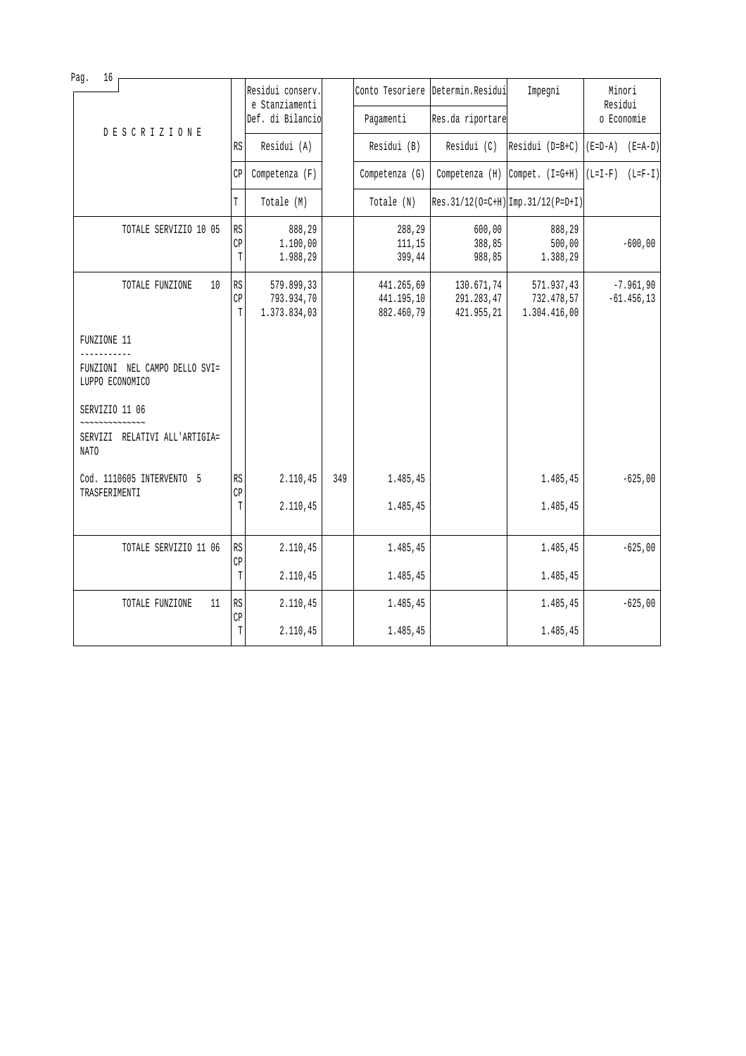| DESCRIZIONE | | Residui conserv. e Stanziamenti Def. di Bilancio | | Conto Tesoriere Pagamenti | Determin.Residui Res.da riportare | Impegni | Minori Residui o Economie |
|---|---|---|---|---|---|---|---|
| | RS | Residui (A) | | Residui (B) | Residui (C) | Residui (D=B+C) | (E=D-A) (E=A-D) |
| | CP | Competenza (F) | | Competenza (G) | Competenza (H) | Compet. (I=G+H) | (L=I-F) (L=F-I) |
| | T | Totale (M) | | Totale (N) | Res.31/12(O=C+H) | Imp.31/12(P=D+I) | |
| TOTALE SERVIZIO 10 05 | RS | 888,29 | | 288,29 | 600,00 | 888,29 | |
| | CP | 1.100,00 | | 111,15 | 388,85 | 500,00 | -600,00 |
| | T | 1.988,29 | | 399,44 | 988,85 | 1.388,29 | |
| TOTALE FUNZIONE 10 | RS | 579.899,33 | | 441.265,69 | 130.671,74 | 571.937,43 | -7.961,90 |
| | CP | 793.934,70 | | 441.195,10 | 291.283,47 | 732.478,57 | -61.456,13 |
| | T | 1.373.834,03 | | 882.460,79 | 421.955,21 | 1.304.416,00 | |
| FUNZIONE 11 | | | | | | | |
| FUNZIONI NEL CAMPO DELLO SVI= LUPPO ECONOMICO | | | | | | | |
| SERVIZIO 11 06 | | | | | | | |
| SERVIZI RELATIVI ALL'ARTIGIA= NATO | | | | | | | |
| Cod. 1110605 INTERVENTO 5 TRASFERIMENTI | RS | 2.110,45 | 349 | 1.485,45 | | 1.485,45 | -625,00 |
| | CP | | | | | | |
| | T | 2.110,45 | | 1.485,45 | | 1.485,45 | |
| TOTALE SERVIZIO 11 06 | RS | 2.110,45 | | 1.485,45 | | 1.485,45 | -625,00 |
| | CP | | | | | | |
| | T | 2.110,45 | | 1.485,45 | | 1.485,45 | |
| TOTALE FUNZIONE 11 | RS | 2.110,45 | | 1.485,45 | | 1.485,45 | -625,00 |
| | CP | | | | | | |
| | T | 2.110,45 | | 1.485,45 | | 1.485,45 | |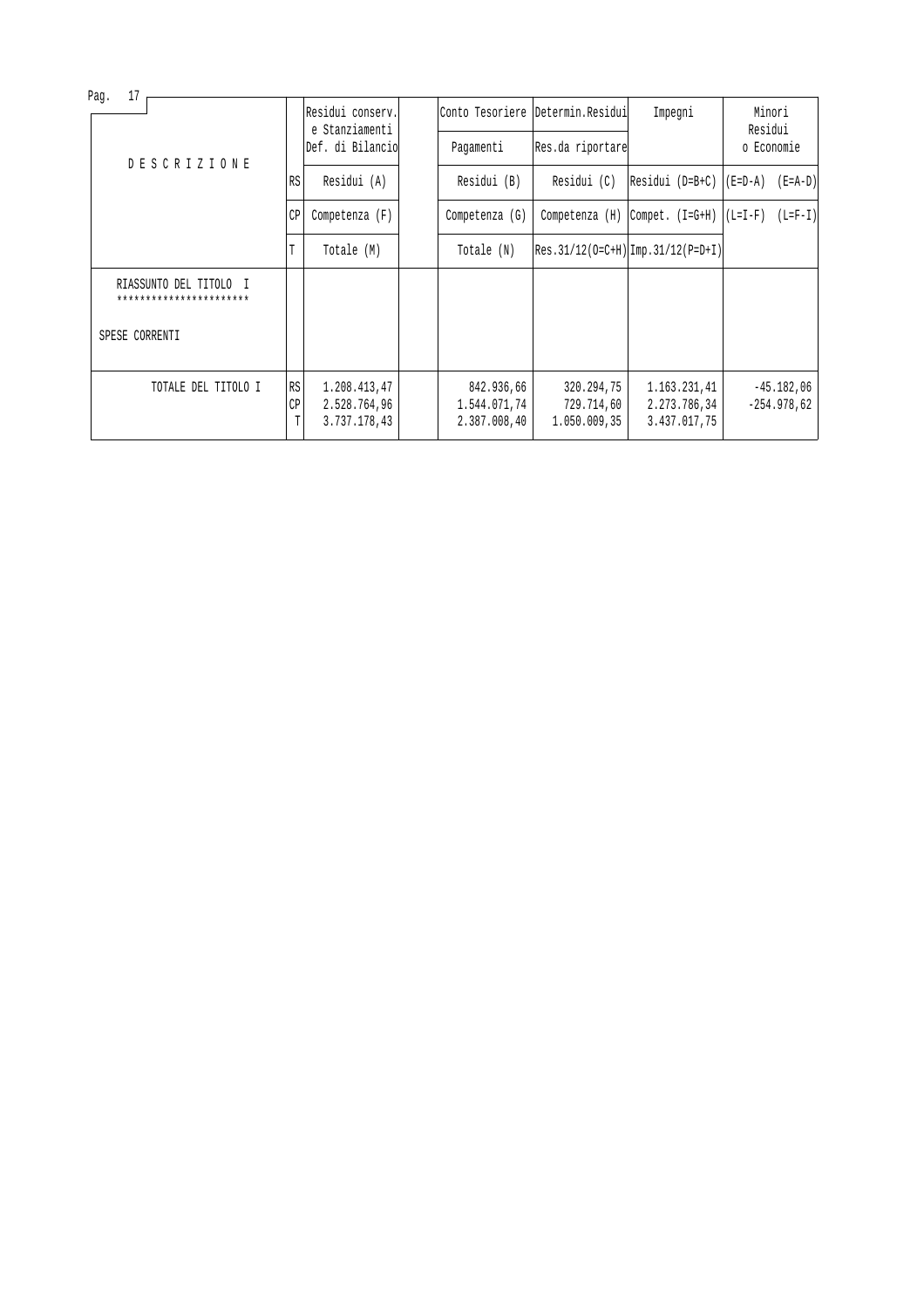| D E S C R I Z I O N E | | Residui conserv. e Stanziamenti Def. di Bilancio | Conto Tesoriere Pagamenti | Determin.Residui Res.da riportare | Impegni | Minori Residui o Economie | |
|---|---|---|---|---|---|---|---|
| | RS | Residui (A) | Residui (B) | Residui (C) | Residui (D=B+C) | (E=D-A) | (E=A-D) |
| | CP | Competenza (F) | Competenza (G) | Competenza (H) | Compet. (I=G+H) | (L=I-F) | (L=F-I) |
| | T | Totale (M) | Totale (N) | Res.31/12(O=C+H) | Imp.31/12(P=D+I) | | |
| RIASSUNTO DEL TITOLO I<br>**********************<br><br>SPESE CORRENTI | | | | | | | |
| TOTALE DEL TITOLO I | RS | 1.208.413,47 | 842.936,66 | 320.294,75 | 1.163.231,41 | | -45.182,06 |
| | CP | 2.528.764,96 | 1.544.071,74 | 729.714,60 | 2.273.786,34 | | -254.978,62 |
| | T | 3.737.178,43 | 2.387.008,40 | 1.050.009,35 | 3.437.017,75 | | |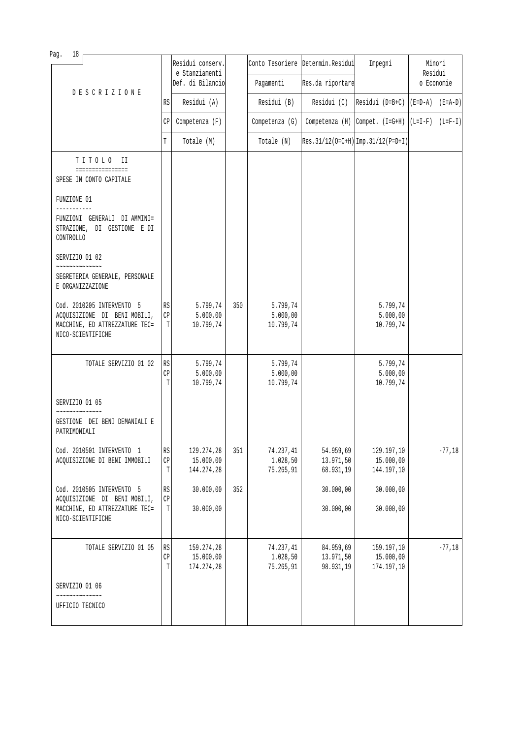| DESCRIZIONE | | Residui conserv. e Stanziamenti Def. di Bilancio | | Conto Tesoriere Pagamenti | Determin.Residui Res.da riportare | Impegni | Minori Residui o Economie | |
|---|---|---|---|---|---|---|---|---|
| | RS | Residui (A) | | Residui (B) | Residui (C) | Residui (D=B+C) | (E=D-A) | (E=A-D) |
| | CP | Competenza (F) | | Competenza (G) | Competenza (H) | Compet. (I=G+H) | (L=I-F) | (L=F-I) |
| | T | Totale (M) | | Totale (N) | Res.31/12(O=C+H) | Imp.31/12(P=D+I) | | |
| TITOLO II<br>================<br>SPESE IN CONTO CAPITALE | | | | | | | | |
| FUNZIONE 01<br>-----------<br>FUNZIONI GENERALI DI AMMINI= STRAZIONE, DI GESTIONE E DI CONTROLLO | | | | | | | | |
| SERVIZIO 01 02<br>~~~~~~~~~~~~~~<br>SEGRETERIA GENERALE, PERSONALE E ORGANIZZAZIONE | | | | | | | | |
| Cod. 2010205 INTERVENTO 5 ACQUISIZIONE DI BENI MOBILI, MACCHINE, ED ATTREZZATURE TEC= NICO-SCIENTIFICHE | RS<br>CP<br>T | 5.799,74<br>5.000,00<br>10.799,74 | 350 | 5.799,74<br>5.000,00<br>10.799,74 | | 5.799,74<br>5.000,00<br>10.799,74 | | |
| TOTALE SERVIZIO 01 02 | RS<br>CP<br>T | 5.799,74<br>5.000,00<br>10.799,74 | | 5.799,74<br>5.000,00<br>10.799,74 | | 5.799,74<br>5.000,00<br>10.799,74 | | |
| SERVIZIO 01 05<br>~~~~~~~~~~~~~~<br>GESTIONE DEI BENI DEMANIALI E PATRIMONIALI | | | | | | | | |
| Cod. 2010501 INTERVENTO 1 ACQUISIZIONE DI BENI IMMOBILI | RS<br>CP<br>T | 129.274,28<br>15.000,00<br>144.274,28 | 351 | 74.237,41<br>1.028,50<br>75.265,91 | 54.959,69<br>13.971,50<br>68.931,19 | 129.197,10<br>15.000,00<br>144.197,10 | | -77,18 |
| Cod. 2010505 INTERVENTO 5 ACQUISIZIONE DI BENI MOBILI, MACCHINE, ED ATTREZZATURE TEC= NICO-SCIENTIFICHE | RS<br>CP<br>T | 30.000,00<br><br>30.000,00 | 352 | | 30.000,00<br><br>30.000,00 | 30.000,00<br><br>30.000,00 | | |
| TOTALE SERVIZIO 01 05 | RS<br>CP<br>T | 159.274,28<br>15.000,00<br>174.274,28 | | 74.237,41<br>1.028,50<br>75.265,91 | 84.959,69<br>13.971,50<br>98.931,19 | 159.197,10<br>15.000,00<br>174.197,10 | | -77,18 |
| SERVIZIO 01 06<br>~~~~~~~~~~~~~~<br>UFFICIO TECNICO | | | | | | | | |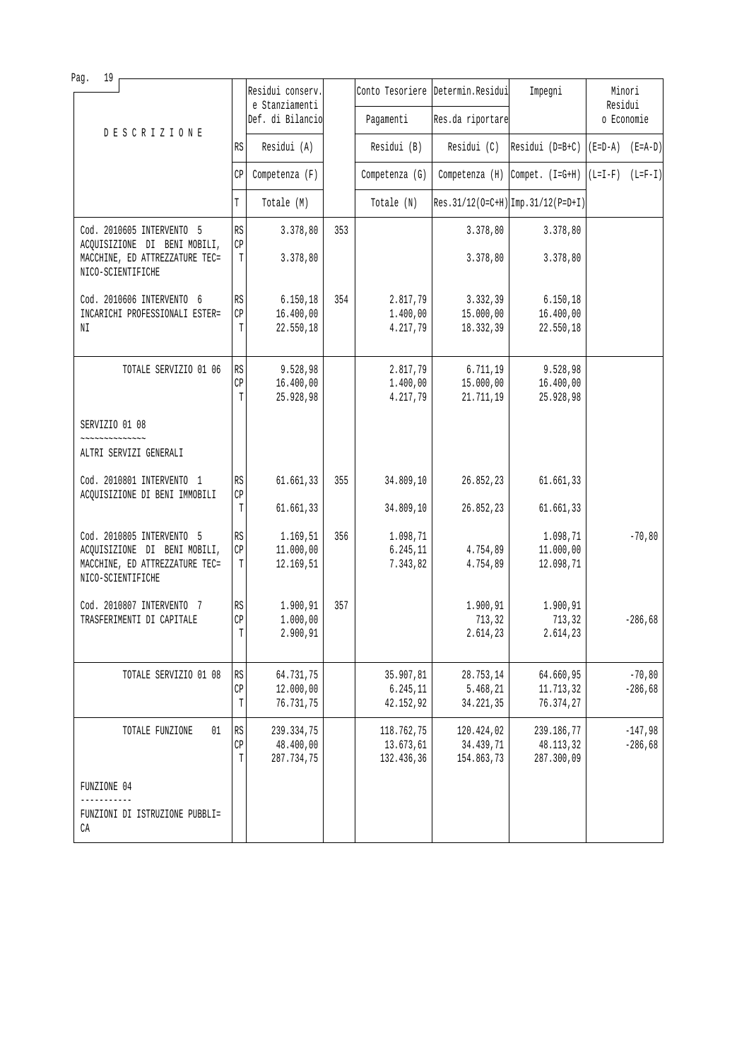| DESCRIZIONE | | Residui conserv. e Stanziamenti Def. di Bilancio | | Conto Tesoriere Pagamenti | Determin.Residui Res.da riportare | Impegni | Minori Residui o Economie | |
|---|---|---|---|---|---|---|---|---|
| | RS | Residui (A) | | Residui (B) | Residui (C) | Residui (D=B+C) | (E=D-A) | (E=A-D) |
| | CP | Competenza (F) | | Competenza (G) | Competenza (H) | Compet. (I=G+H) | (L=I-F) | (L=F-I) |
| | T | Totale (M) | | Totale (N) | Res.31/12(O=C+H) | Imp.31/12(P=D+I) | | |
| Cod. 2010605 INTERVENTO 5 ACQUISIZIONE DI BENI MOBILI, MACCHINE, ED ATTREZZATURE TEC=NICO-SCIENTIFICHE | RS | 3.378,80 | 353 | | 3.378,80 | 3.378,80 | | |
| | CP | | | | | | | |
| | T | 3.378,80 | | | 3.378,80 | 3.378,80 | | |
| Cod. 2010606 INTERVENTO 6 INCARICHI PROFESSIONALI ESTER=NI | RS | 6.150,18 | 354 | 2.817,79 | 3.332,39 | 6.150,18 | | |
| | CP | 16.400,00 | | 1.400,00 | 15.000,00 | 16.400,00 | | |
| | T | 22.550,18 | | 4.217,79 | 18.332,39 | 22.550,18 | | |
| TOTALE SERVIZIO 01 06 | RS | 9.528,98 | | 2.817,79 | 6.711,19 | 9.528,98 | | |
| | CP | 16.400,00 | | 1.400,00 | 15.000,00 | 16.400,00 | | |
| | T | 25.928,98 | | 4.217,79 | 21.711,19 | 25.928,98 | | |
| SERVIZIO 01 08 ~~~~~~~~~~~~~~ ALTRI SERVIZI GENERALI | | | | | | | | |
| Cod. 2010801 INTERVENTO 1 ACQUISIZIONE DI BENI IMMOBILI | RS | 61.661,33 | 355 | 34.809,10 | 26.852,23 | 61.661,33 | | |
| | CP | | | | | | | |
| | T | 61.661,33 | | 34.809,10 | 26.852,23 | 61.661,33 | | |
| Cod. 2010805 INTERVENTO 5 ACQUISIZIONE DI BENI MOBILI, MACCHINE, ED ATTREZZATURE TEC=NICO-SCIENTIFICHE | RS | 1.169,51 | 356 | 1.098,71 | | 1.098,71 | | -70,80 |
| | CP | 11.000,00 | | 6.245,11 | 4.754,89 | 11.000,00 | | |
| | T | 12.169,51 | | 7.343,82 | 4.754,89 | 12.098,71 | | |
| Cod. 2010807 INTERVENTO 7 TRASFERIMENTI DI CAPITALE | RS | 1.900,91 | 357 | | 1.900,91 | 1.900,91 | | |
| | CP | 1.000,00 | | | 713,32 | 713,32 | | -286,68 |
| | T | 2.900,91 | | | 2.614,23 | 2.614,23 | | |
| TOTALE SERVIZIO 01 08 | RS | 64.731,75 | | 35.907,81 | 28.753,14 | 64.660,95 | | -70,80 |
| | CP | 12.000,00 | | 6.245,11 | 5.468,21 | 11.713,32 | | -286,68 |
| | T | 76.731,75 | | 42.152,92 | 34.221,35 | 76.374,27 | | |
| TOTALE FUNZIONE 01 | RS | 239.334,75 | | 118.762,75 | 120.424,02 | 239.186,77 | | -147,98 |
| | CP | 48.400,00 | | 13.673,61 | 34.439,71 | 48.113,32 | | -286,68 |
| | T | 287.734,75 | | 132.436,36 | 154.863,73 | 287.300,09 | | |
| FUNZIONE 04 ----------- FUNZIONI DI ISTRUZIONE PUBBLI=CA | | | | | | | | |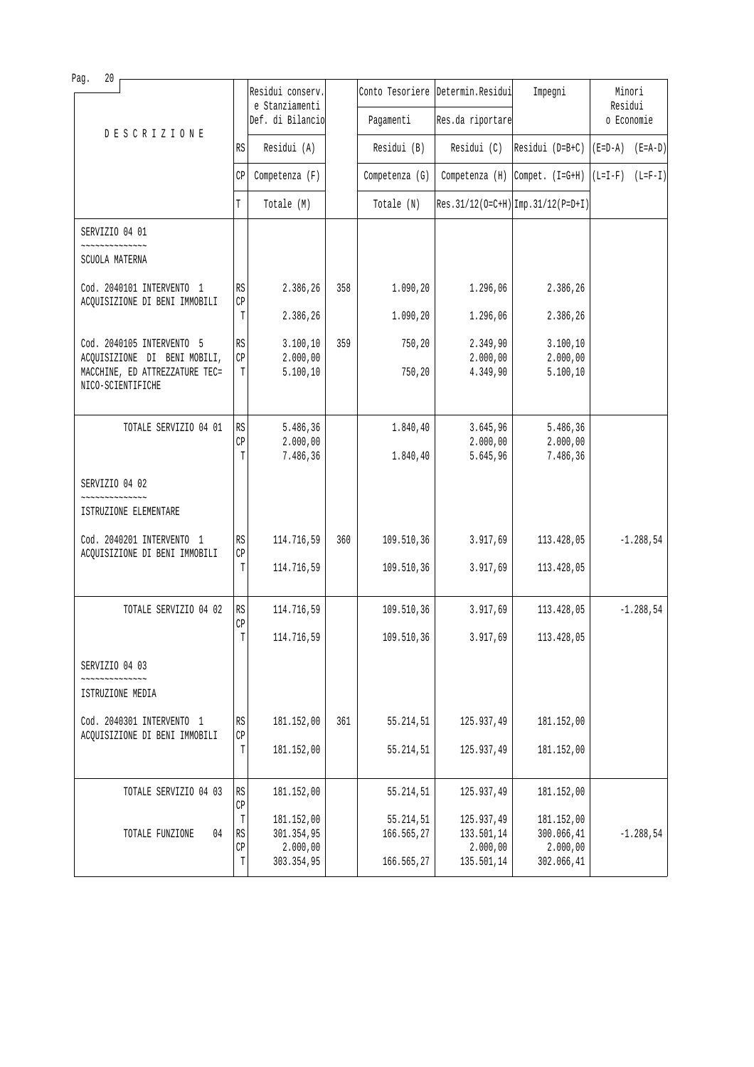| DESCRIZIONE | | Residui conserv. e Stanziamenti Def. di Bilancio | | Conto Tesoriere Pagamenti | Determin.Residui Res.da riportare | Impegni | Minori Residui o Economie |
|---|---|---|---|---|---|---|---|
| | RS | Residui (A) | | Residui (B) | Residui (C) | Residui (D=B+C) | (E=D-A) (E=A-D) |
| | CP | Competenza (F) | | Competenza (G) | Competenza (H) | Compet. (I=G+H) | (L=I-F) (L=F-I) |
| | T | Totale (M) | | Totale (N) | Res.31/12(O=C+H) | Imp.31/12(P=D+I) | |
| SERVIZIO 04 01 ~~~~~~~~~~~~~~ SCUOLA MATERNA | | | | | | | |
| Cod. 2040101 INTERVENTO 1 ACQUISIZIONE DI BENI IMMOBILI | RS | 2.386,26 | 358 | 1.090,20 | 1.296,06 | 2.386,26 | |
| | CP | | | | | | |
| | T | 2.386,26 | | 1.090,20 | 1.296,06 | 2.386,26 | |
| Cod. 2040105 INTERVENTO 5 ACQUISIZIONE DI BENI MOBILI, MACCHINE, ED ATTREZZATURE TEC= NICO-SCIENTIFICHE | RS | 3.100,10 | 359 | 750,20 | 2.349,90 | 3.100,10 | |
| | CP | 2.000,00 | | | 2.000,00 | 2.000,00 | |
| | T | 5.100,10 | | 750,20 | 4.349,90 | 5.100,10 | |
| TOTALE SERVIZIO 04 01 | RS | 5.486,36 | | 1.840,40 | 3.645,96 | 5.486,36 | |
| | CP | 2.000,00 | | | 2.000,00 | 2.000,00 | |
| | T | 7.486,36 | | 1.840,40 | 5.645,96 | 7.486,36 | |
| SERVIZIO 04 02 ~~~~~~~~~~~~~~ ISTRUZIONE ELEMENTARE | | | | | | | |
| Cod. 2040201 INTERVENTO 1 ACQUISIZIONE DI BENI IMMOBILI | RS | 114.716,59 | 360 | 109.510,36 | 3.917,69 | 113.428,05 | -1.288,54 |
| | CP | | | | | | |
| | T | 114.716,59 | | 109.510,36 | 3.917,69 | 113.428,05 | |
| TOTALE SERVIZIO 04 02 | RS | 114.716,59 | | 109.510,36 | 3.917,69 | 113.428,05 | -1.288,54 |
| | CP | | | | | | |
| | T | 114.716,59 | | 109.510,36 | 3.917,69 | 113.428,05 | |
| SERVIZIO 04 03 ~~~~~~~~~~~~~~ ISTRUZIONE MEDIA | | | | | | | |
| Cod. 2040301 INTERVENTO 1 ACQUISIZIONE DI BENI IMMOBILI | RS | 181.152,00 | 361 | 55.214,51 | 125.937,49 | 181.152,00 | |
| | CP | | | | | | |
| | T | 181.152,00 | | 55.214,51 | 125.937,49 | 181.152,00 | |
| TOTALE SERVIZIO 04 03 | RS | 181.152,00 | | 55.214,51 | 125.937,49 | 181.152,00 | |
| | CP | | | | | | |
| | T | 181.152,00 | | 55.214,51 | 125.937,49 | 181.152,00 | |
| TOTALE FUNZIONE 04 | RS | 301.354,95 | | 166.565,27 | 133.501,14 | 300.066,41 | -1.288,54 |
| | CP | 2.000,00 | | | 2.000,00 | 2.000,00 | |
| | T | 303.354,95 | | 166.565,27 | 135.501,14 | 302.066,41 | |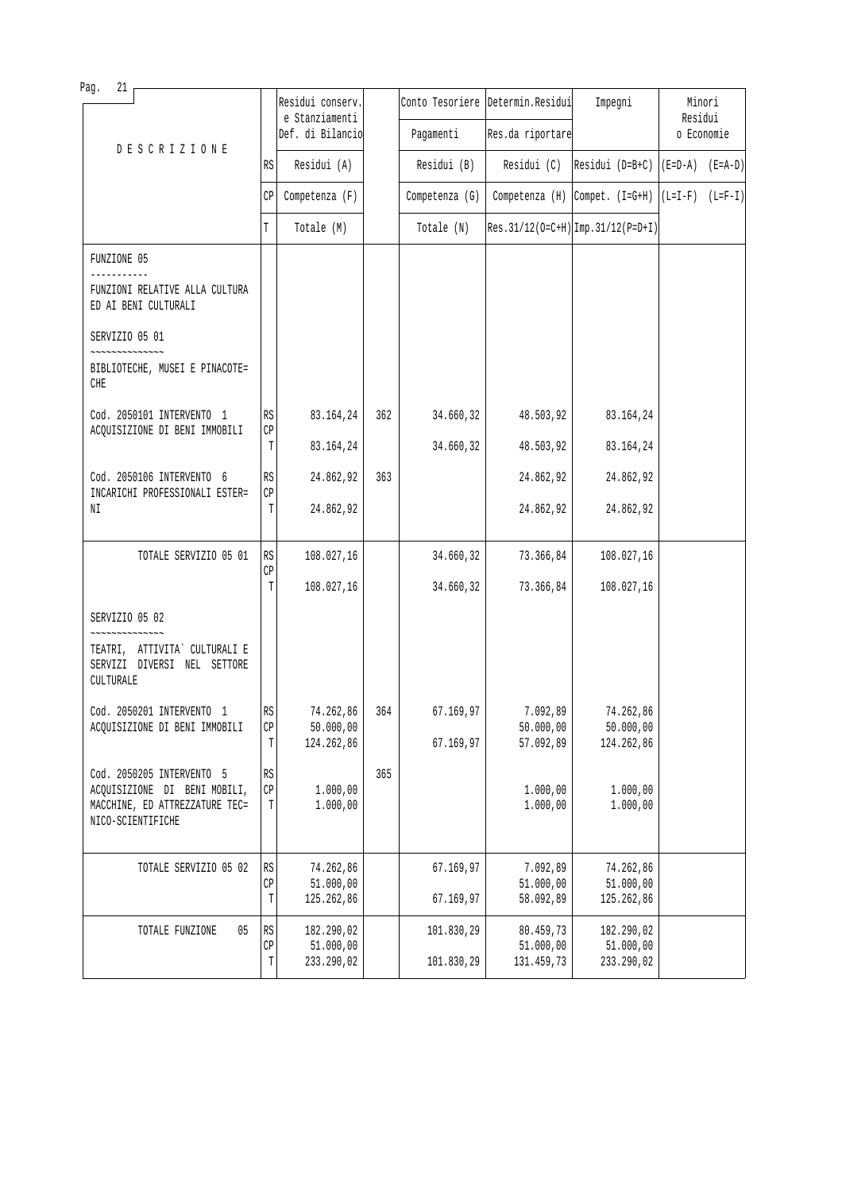| DESCRIZIONE | | Residui conserv. e Stanziamenti Def. di Bilancio | | Conto Tesoriere Pagamenti | Determin.Residui Res.da riportare | Impegni | Minori Residui o Economie | |
|---|---|---|---|---|---|---|---|---|
| | RS | Residui (A) | | Residui (B) | Residui (C) | Residui (D=B+C) | (E=D-A) | (E=A-D) |
| | CP | Competenza (F) | | Competenza (G) | Competenza (H) | Compet. (I=G+H) | (L=I-F) | (L=F-I) |
| | T | Totale (M) | | Totale (N) | Res.31/12(O=C+H) | Imp.31/12(P=D+I) | | |
| FUNZIONE 05 | | | | | | | | |
| FUNZIONI RELATIVE ALLA CULTURA ED AI BENI CULTURALI | | | | | | | | |
| SERVIZIO 05 01 | | | | | | | | |
| BIBLIOTECHE, MUSEI E PINACOTECHE | | | | | | | | |
| Cod. 2050101 INTERVENTO 1 ACQUISIZIONE DI BENI IMMOBILI | RS | 83.164,24 | 362 | 34.660,32 | 48.503,92 | 83.164,24 | | |
| | CP | | | | | | | |
| | T | 83.164,24 | | 34.660,32 | 48.503,92 | 83.164,24 | | |
| Cod. 2050106 INTERVENTO 6 INCARICHI PROFESSIONALI ESTERNI | RS | 24.862,92 | 363 | | 24.862,92 | 24.862,92 | | |
| | CP | | | | | | | |
| | T | 24.862,92 | | | 24.862,92 | 24.862,92 | | |
| TOTALE SERVIZIO 05 01 | RS | 108.027,16 | | 34.660,32 | 73.366,84 | 108.027,16 | | |
| | CP | | | | | | | |
| | T | 108.027,16 | | 34.660,32 | 73.366,84 | 108.027,16 | | |
| SERVIZIO 05 02 | | | | | | | | |
| TEATRI, ATTIVITA` CULTURALI E SERVIZI DIVERSI NEL SETTORE CULTURALE | | | | | | | | |
| Cod. 2050201 INTERVENTO 1 ACQUISIZIONE DI BENI IMMOBILI | RS | 74.262,86 | 364 | 67.169,97 | 7.092,89 | 74.262,86 | | |
| | CP | 50.000,00 | | | 50.000,00 | 50.000,00 | | |
| | T | 124.262,86 | | 67.169,97 | 57.092,89 | 124.262,86 | | |
| Cod. 2050205 INTERVENTO 5 ACQUISIZIONE DI BENI MOBILI, MACCHINE, ED ATTREZZATURE TECNICO-SCIENTIFICHE | RS | | 365 | | | | | |
| | CP | 1.000,00 | | | 1.000,00 | 1.000,00 | | |
| | T | 1.000,00 | | | 1.000,00 | 1.000,00 | | |
| TOTALE SERVIZIO 05 02 | RS | 74.262,86 | | 67.169,97 | 7.092,89 | 74.262,86 | | |
| | CP | 51.000,00 | | | 51.000,00 | 51.000,00 | | |
| | T | 125.262,86 | | 67.169,97 | 58.092,89 | 125.262,86 | | |
| TOTALE FUNZIONE 05 | RS | 182.290,02 | | 101.830,29 | 80.459,73 | 182.290,02 | | |
| | CP | 51.000,00 | | | 51.000,00 | 51.000,00 | | |
| | T | 233.290,02 | | 101.830,29 | 131.459,73 | 233.290,02 | | |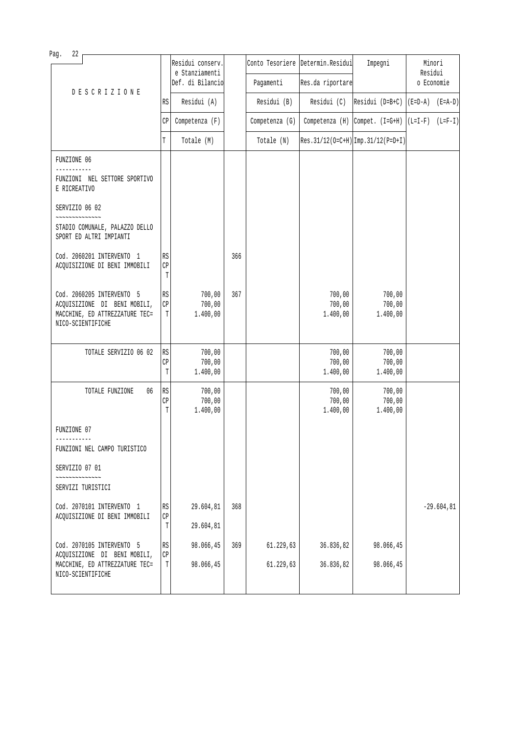| DESCRIZIONE | | Residui conserv. e Stanziamenti Def. di Bilancio | | Conto Tesoriere Pagamenti | Determin.Residui Res.da riportare | Impegni | Minori Residui o Economie | |
|---|---|---|---|---|---|---|---|---|
| | RS | Residui (A) | | Residui (B) | Residui (C) | Residui (D=B+C) | (E=D-A) | (E=A-D) |
| | CP | Competenza (F) | | Competenza (G) | Competenza (H) | Compet. (I=G+H) | (L=I-F) | (L=F-I) |
| | T | Totale (M) | | Totale (N) | Res.31/12(O=C+H) | Imp.31/12(P=D+I) | | |
| FUNZIONE 06<br>-----------<br>FUNZIONI NEL SETTORE SPORTIVO E RICREATIVO | | | | | | | | |
| SERVIZIO 06 02<br>~~~~~~~~~~~~~~<br>STADIO COMUNALE, PALAZZO DELLO SPORT ED ALTRI IMPIANTI | | | | | | | | |
| Cod. 2060201 INTERVENTO 1<br>ACQUISIZIONE DI BENI IMMOBILI | RS<br>CP<br>T | | 366 | | | | | |
| Cod. 2060205 INTERVENTO 5<br>ACQUISIZIONE DI BENI MOBILI, MACCHINE, ED ATTREZZATURE TEC=NICO-SCIENTIFICHE | RS<br>CP<br>T | 700,00<br>700,00<br>1.400,00 | 367 | | 700,00<br>700,00<br>1.400,00 | 700,00<br>700,00<br>1.400,00 | | |
| TOTALE SERVIZIO 06 02 | RS<br>CP<br>T | 700,00<br>700,00<br>1.400,00 | | | 700,00<br>700,00<br>1.400,00 | 700,00<br>700,00<br>1.400,00 | | |
| TOTALE FUNZIONE 06 | RS<br>CP<br>T | 700,00<br>700,00<br>1.400,00 | | | 700,00<br>700,00<br>1.400,00 | 700,00<br>700,00<br>1.400,00 | | |
| FUNZIONE 07<br>-----------<br>FUNZIONI NEL CAMPO TURISTICO | | | | | | | | |
| SERVIZIO 07 01<br>~~~~~~~~~~~~~~<br>SERVIZI TURISTICI | | | | | | | | |
| Cod. 2070101 INTERVENTO 1<br>ACQUISIZIONE DI BENI IMMOBILI | RS<br>CP<br>T | 29.604,81<br><br>29.604,81 | 368 | | | | | -29.604,81 |
| Cod. 2070105 INTERVENTO 5<br>ACQUISIZIONE DI BENI MOBILI, MACCHINE, ED ATTREZZATURE TEC=NICO-SCIENTIFICHE | RS<br>CP<br>T | 98.066,45<br><br>98.066,45 | 369 | 61.229,63<br><br>61.229,63 | 36.836,82<br><br>36.836,82 | 98.066,45<br><br>98.066,45 | | |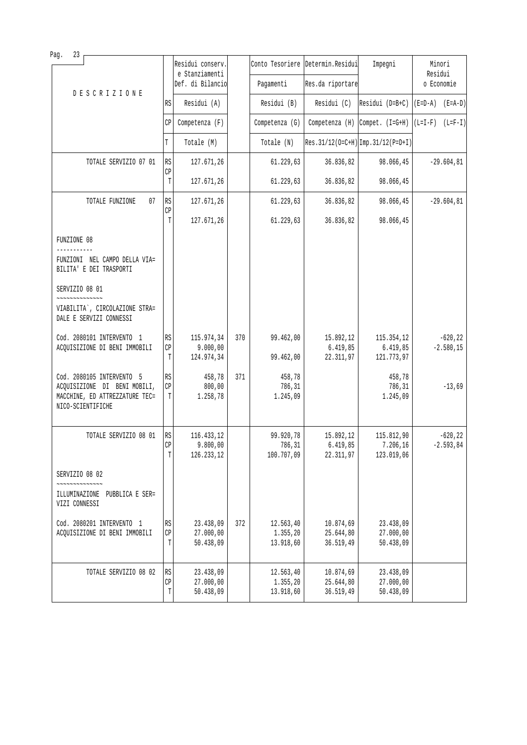| DESCRIZIONE | | Residui conserv. e Stanziamenti Def. di Bilancio | | Conto Tesoriere Pagamenti | Determin.Residui Res.da riportare | Impegni | Minori Residui o Economie |
|---|---|---|---|---|---|---|---|
| | RS | Residui (A) | | Residui (B) | Residui (C) | Residui (D=B+C) | (E=D-A) (E=A-D) |
| | CP | Competenza (F) | | Competenza (G) | Competenza (H) | Compet. (I=G+H) | (L=I-F) (L=F-I) |
| | T | Totale (M) | | Totale (N) | Res.31/12(O=C+H) | Imp.31/12(P=D+I) | |
| TOTALE SERVIZIO 07 01 | RS | 127.671,26 | | 61.229,63 | 36.836,82 | 98.066,45 | -29.604,81 |
| | CP | | | | | | |
| | T | 127.671,26 | | 61.229,63 | 36.836,82 | 98.066,45 | |
| TOTALE FUNZIONE 07 | RS | 127.671,26 | | 61.229,63 | 36.836,82 | 98.066,45 | -29.604,81 |
| | CP | | | | | | |
| | T | 127.671,26 | | 61.229,63 | 36.836,82 | 98.066,45 | |
| FUNZIONE 08 ----------- FUNZIONI NEL CAMPO DELLA VIA= BILITA' E DEI TRASPORTI | | | | | | | |
| SERVIZIO 08 01 ~~~~~~~~~~~~~~ VIABILITA`, CIRCOLAZIONE STRA= DALE E SERVIZI CONNESSI | | | | | | | |
| Cod. 2080101 INTERVENTO 1 ACQUISIZIONE DI BENI IMMOBILI | RS | 115.974,34 | 370 | 99.462,00 | 15.892,12 | 115.354,12 | -620,22 |
| | CP | 9.000,00 | | | 6.419,85 | 6.419,85 | -2.580,15 |
| | T | 124.974,34 | | 99.462,00 | 22.311,97 | 121.773,97 | |
| Cod. 2080105 INTERVENTO 5 ACQUISIZIONE DI BENI MOBILI, MACCHINE, ED ATTREZZATURE TEC= NICO-SCIENTIFICHE | RS | 458,78 | 371 | 458,78 | | 458,78 | |
| | CP | 800,00 | | 786,31 | | 786,31 | -13,69 |
| | T | 1.258,78 | | 1.245,09 | | 1.245,09 | |
| TOTALE SERVIZIO 08 01 | RS | 116.433,12 | | 99.920,78 | 15.892,12 | 115.812,90 | -620,22 |
| | CP | 9.800,00 | | 786,31 | 6.419,85 | 7.206,16 | -2.593,84 |
| | T | 126.233,12 | | 100.707,09 | 22.311,97 | 123.019,06 | |
| SERVIZIO 08 02 ~~~~~~~~~~~~~~ ILLUMINAZIONE PUBBLICA E SER= VIZI CONNESSI | | | | | | | |
| Cod. 2080201 INTERVENTO 1 ACQUISIZIONE DI BENI IMMOBILI | RS | 23.438,09 | 372 | 12.563,40 | 10.874,69 | 23.438,09 | |
| | CP | 27.000,00 | | 1.355,20 | 25.644,80 | 27.000,00 | |
| | T | 50.438,09 | | 13.918,60 | 36.519,49 | 50.438,09 | |
| TOTALE SERVIZIO 08 02 | RS | 23.438,09 | | 12.563,40 | 10.874,69 | 23.438,09 | |
| | CP | 27.000,00 | | 1.355,20 | 25.644,80 | 27.000,00 | |
| | T | 50.438,09 | | 13.918,60 | 36.519,49 | 50.438,09 | |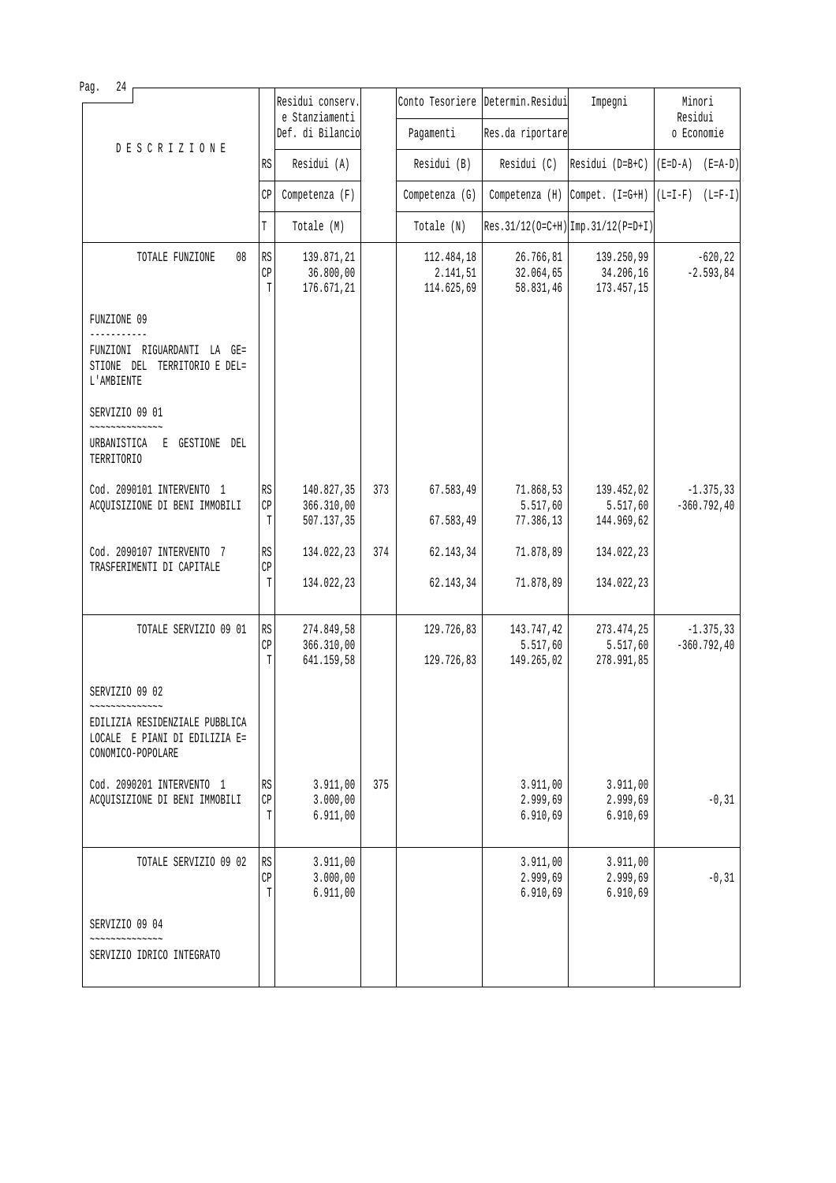| DESCRIZIONE | | Residui conserv. e Stanziamenti Def. di Bilancio | | Conto Tesoriere Pagamenti | Determin.Residui Res.da riportare | Impegni | Minori Residui o Economie |
|---|---|---|---|---|---|---|---|
| | RS | Residui (A) | | Residui (B) | Residui (C) | Residui (D=B+C) | (E=D-A) (E=A-D) |
| | CP | Competenza (F) | | Competenza (G) | Competenza (H) | Compet. (I=G+H) | (L=I-F) (L=F-I) |
| | T | Totale (M) | | Totale (N) | Res.31/12(O=C+H) | Imp.31/12(P=D+I) | |
| TOTALE FUNZIONE 08 | RS | 139.871,21 | | 112.484,18 | 26.766,81 | 139.250,99 | -620,22 |
| | CP | 36.800,00 | | 2.141,51 | 32.064,65 | 34.206,16 | -2.593,84 |
| | T | 176.671,21 | | 114.625,69 | 58.831,46 | 173.457,15 | |
| FUNZIONE 09<br>-----------<br>FUNZIONI RIGUARDANTI LA GE= STIONE DEL TERRITORIO E DEL= L'AMBIENTE | | | | | | | |
| SERVIZIO 09 01<br>~~~~~~~~~~~~~~<br>URBANISTICA E GESTIONE DEL TERRITORIO | | | | | | | |
| Cod. 2090101 INTERVENTO 1 ACQUISIZIONE DI BENI IMMOBILI | RS | 140.827,35 | 373 | 67.583,49 | 71.868,53 | 139.452,02 | -1.375,33 |
| | CP | 366.310,00 | | | 5.517,60 | 5.517,60 | -360.792,40 |
| | T | 507.137,35 | | 67.583,49 | 77.386,13 | 144.969,62 | |
| Cod. 2090107 INTERVENTO 7 TRASFERIMENTI DI CAPITALE | RS | 134.022,23 | 374 | 62.143,34 | 71.878,89 | 134.022,23 | |
| | CP | | | | | | |
| | T | 134.022,23 | | 62.143,34 | 71.878,89 | 134.022,23 | |
| TOTALE SERVIZIO 09 01 | RS | 274.849,58 | | 129.726,83 | 143.747,42 | 273.474,25 | -1.375,33 |
| | CP | 366.310,00 | | | 5.517,60 | 5.517,60 | -360.792,40 |
| | T | 641.159,58 | | 129.726,83 | 149.265,02 | 278.991,85 | |
| SERVIZIO 09 02<br>~~~~~~~~~~~~~~<br>EDILIZIA RESIDENZIALE PUBBLICA LOCALE E PIANI DI EDILIZIA E= CONOMICO-POPOLARE | | | | | | | |
| Cod. 2090201 INTERVENTO 1 ACQUISIZIONE DI BENI IMMOBILI | RS | 3.911,00 | 375 | | 3.911,00 | 3.911,00 | |
| | CP | 3.000,00 | | | 2.999,69 | 2.999,69 | -0,31 |
| | T | 6.911,00 | | | 6.910,69 | 6.910,69 | |
| TOTALE SERVIZIO 09 02 | RS | 3.911,00 | | | 3.911,00 | 3.911,00 | |
| | CP | 3.000,00 | | | 2.999,69 | 2.999,69 | -0,31 |
| | T | 6.911,00 | | | 6.910,69 | 6.910,69 | |
| SERVIZIO 09 04<br>~~~~~~~~~~~~~~<br>SERVIZIO IDRICO INTEGRATO | | | | | | | |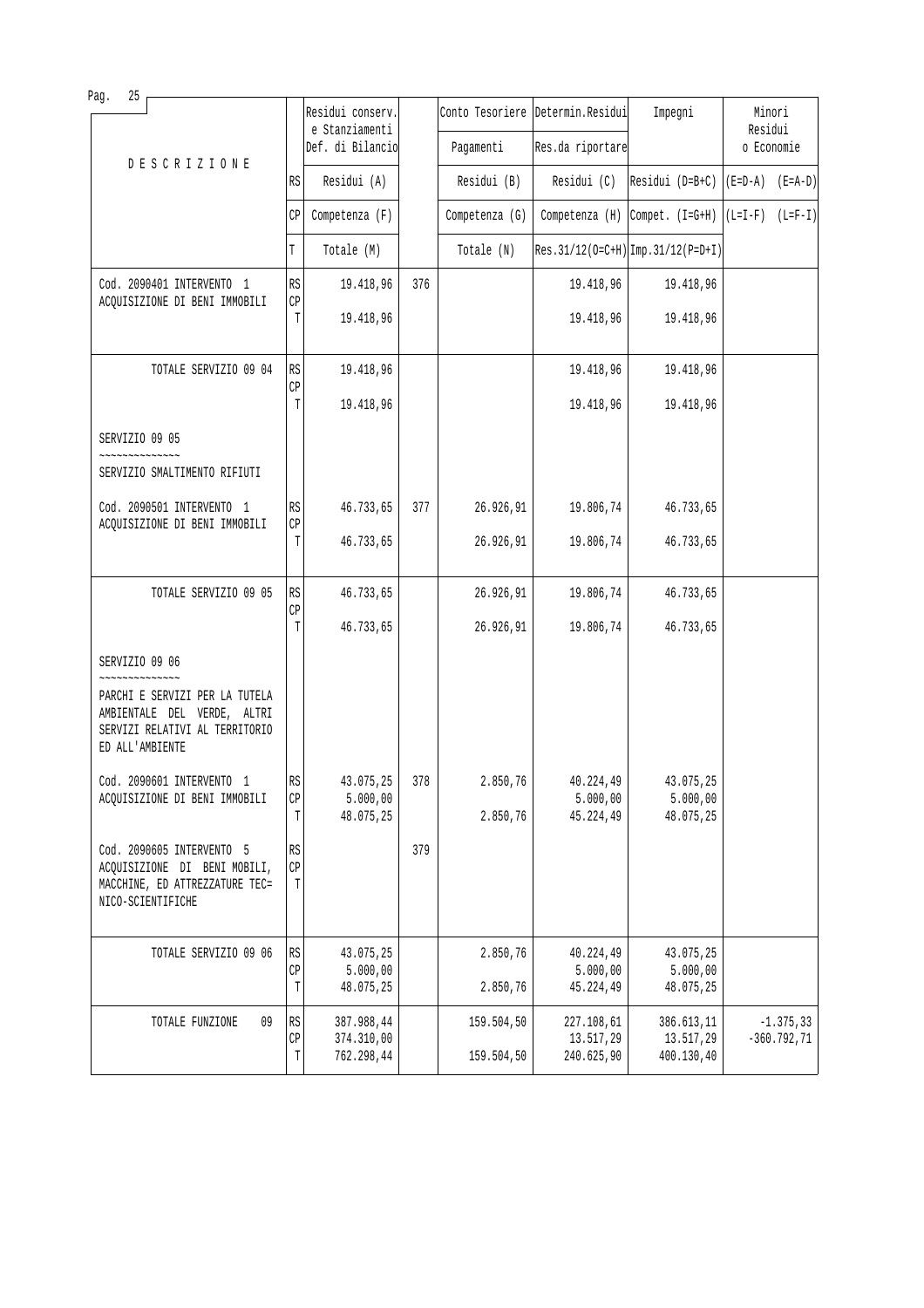| DESCRIZIONE | | Residui conserv. e Stanziamenti Def. di Bilancio | | Conto Tesoriere Pagamenti | Determin.Residui Res.da riportare | Impegni | Minori Residui o Economie | |
|---|---|---|---|---|---|---|---|---|
| | RS | Residui (A) | | Residui (B) | Residui (C) | Residui (D=B+C) | (E=D-A) | (E=A-D) |
| | CP | Competenza (F) | | Competenza (G) | Competenza (H) | Compet. (I=G+H) | (L=I-F) | (L=F-I) |
| | T | Totale (M) | | Totale (N) | Res.31/12(O=C+H) | Imp.31/12(P=D+I) | | |
| Cod. 2090401 INTERVENTO 1 ACQUISIZIONE DI BENI IMMOBILI | RS | 19.418,96 | 376 | | 19.418,96 | 19.418,96 | | |
| | CP | | | | | | | |
| | T | 19.418,96 | | | 19.418,96 | 19.418,96 | | |
| TOTALE SERVIZIO 09 04 | RS | 19.418,96 | | | 19.418,96 | 19.418,96 | | |
| | CP | | | | | | | |
| | T | 19.418,96 | | | 19.418,96 | 19.418,96 | | |
| SERVIZIO 09 05 ~~~~~~~~~~~~~~ SERVIZIO SMALTIMENTO RIFIUTI | | | | | | | | |
| Cod. 2090501 INTERVENTO 1 ACQUISIZIONE DI BENI IMMOBILI | RS | 46.733,65 | 377 | 26.926,91 | 19.806,74 | 46.733,65 | | |
| | CP | | | | | | | |
| | T | 46.733,65 | | 26.926,91 | 19.806,74 | 46.733,65 | | |
| TOTALE SERVIZIO 09 05 | RS | 46.733,65 | | 26.926,91 | 19.806,74 | 46.733,65 | | |
| | CP | | | | | | | |
| | T | 46.733,65 | | 26.926,91 | 19.806,74 | 46.733,65 | | |
| SERVIZIO 09 06 ~~~~~~~~~~~~~~ PARCHI E SERVIZI PER LA TUTELA AMBIENTALE DEL VERDE, ALTRI SERVIZI RELATIVI AL TERRITORIO ED ALL'AMBIENTE | | | | | | | | |
| Cod. 2090601 INTERVENTO 1 ACQUISIZIONE DI BENI IMMOBILI | RS | 43.075,25 | 378 | 2.850,76 | 40.224,49 | 43.075,25 | | |
| | CP | 5.000,00 | | | 5.000,00 | 5.000,00 | | |
| | T | 48.075,25 | | 2.850,76 | 45.224,49 | 48.075,25 | | |
| Cod. 2090605 INTERVENTO 5 ACQUISIZIONE DI BENI MOBILI, MACCHINE, ED ATTREZZATURE TEC= NICO-SCIENTIFICHE | RS | | 379 | | | | | |
| | CP | | | | | | | |
| | T | | | | | | | |
| TOTALE SERVIZIO 09 06 | RS | 43.075,25 | | 2.850,76 | 40.224,49 | 43.075,25 | | |
| | CP | 5.000,00 | | | 5.000,00 | 5.000,00 | | |
| | T | 48.075,25 | | 2.850,76 | 45.224,49 | 48.075,25 | | |
| TOTALE FUNZIONE 09 | RS | 387.988,44 | | 159.504,50 | 227.108,61 | 386.613,11 | | -1.375,33 |
| | CP | 374.310,00 | | | 13.517,29 | 13.517,29 | | -360.792,71 |
| | T | 762.298,44 | | 159.504,50 | 240.625,90 | 400.130,40 | | |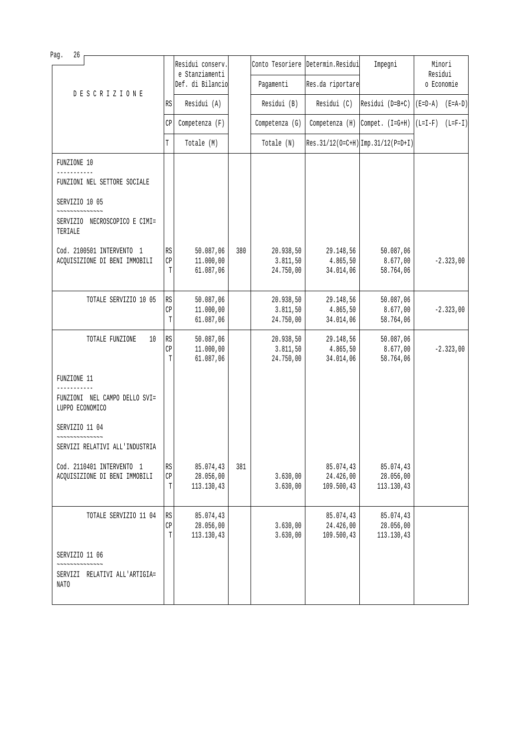| DESCRIZIONE | | Residui conserv. e Stanziamenti Def. di Bilancio | | Conto Tesoriere Pagamenti | Determin.Residui Res.da riportare | Impegni | Minori Residui o Economie |
|---|---|---|---|---|---|---|---|
| | RS | Residui (A) | | Residui (B) | Residui (C) | Residui (D=B+C) | (E=D-A) (E=A-D) |
| | CP | Competenza (F) | | Competenza (G) | Competenza (H) | Compet. (I=G+H) | (L=I-F) (L=F-I) |
| | T | Totale (M) | | Totale (N) | Res.31/12(O=C+H) | Imp.31/12(P=D+I) | |
| FUNZIONE 10 | | | | | | | |
| FUNZIONI NEL SETTORE SOCIALE | | | | | | | |
| SERVIZIO 10 05 | | | | | | | |
| SERVIZIO NECROSCOPICO E CIMI= TERIALE | | | | | | | |
| Cod. 2100501 INTERVENTO 1 ACQUISIZIONE DI BENI IMMOBILI | RS | 50.087,06 | 380 | 20.938,50 | 29.148,56 | 50.087,06 | |
| | CP | 11.000,00 | | 3.811,50 | 4.865,50 | 8.677,00 | -2.323,00 |
| | T | 61.087,06 | | 24.750,00 | 34.014,06 | 58.764,06 | |
| TOTALE SERVIZIO 10 05 | RS | 50.087,06 | | 20.938,50 | 29.148,56 | 50.087,06 | |
| | CP | 11.000,00 | | 3.811,50 | 4.865,50 | 8.677,00 | -2.323,00 |
| | T | 61.087,06 | | 24.750,00 | 34.014,06 | 58.764,06 | |
| TOTALE FUNZIONE 10 | RS | 50.087,06 | | 20.938,50 | 29.148,56 | 50.087,06 | |
| | CP | 11.000,00 | | 3.811,50 | 4.865,50 | 8.677,00 | -2.323,00 |
| | T | 61.087,06 | | 24.750,00 | 34.014,06 | 58.764,06 | |
| FUNZIONE 11 | | | | | | | |
| FUNZIONI NEL CAMPO DELLO SVI= LUPPO ECONOMICO | | | | | | | |
| SERVIZIO 11 04 | | | | | | | |
| SERVIZI RELATIVI ALL'INDUSTRIA | | | | | | | |
| Cod. 2110401 INTERVENTO 1 ACQUISIZIONE DI BENI IMMOBILI | RS | 85.074,43 | 381 | | 85.074,43 | 85.074,43 | |
| | CP | 28.056,00 | | 3.630,00 | 24.426,00 | 28.056,00 | |
| | T | 113.130,43 | | 3.630,00 | 109.500,43 | 113.130,43 | |
| TOTALE SERVIZIO 11 04 | RS | 85.074,43 | | | 85.074,43 | 85.074,43 | |
| | CP | 28.056,00 | | 3.630,00 | 24.426,00 | 28.056,00 | |
| | T | 113.130,43 | | 3.630,00 | 109.500,43 | 113.130,43 | |
| SERVIZIO 11 06 | | | | | | | |
| SERVIZI RELATIVI ALL'ARTIGIA= NATO | | | | | | | |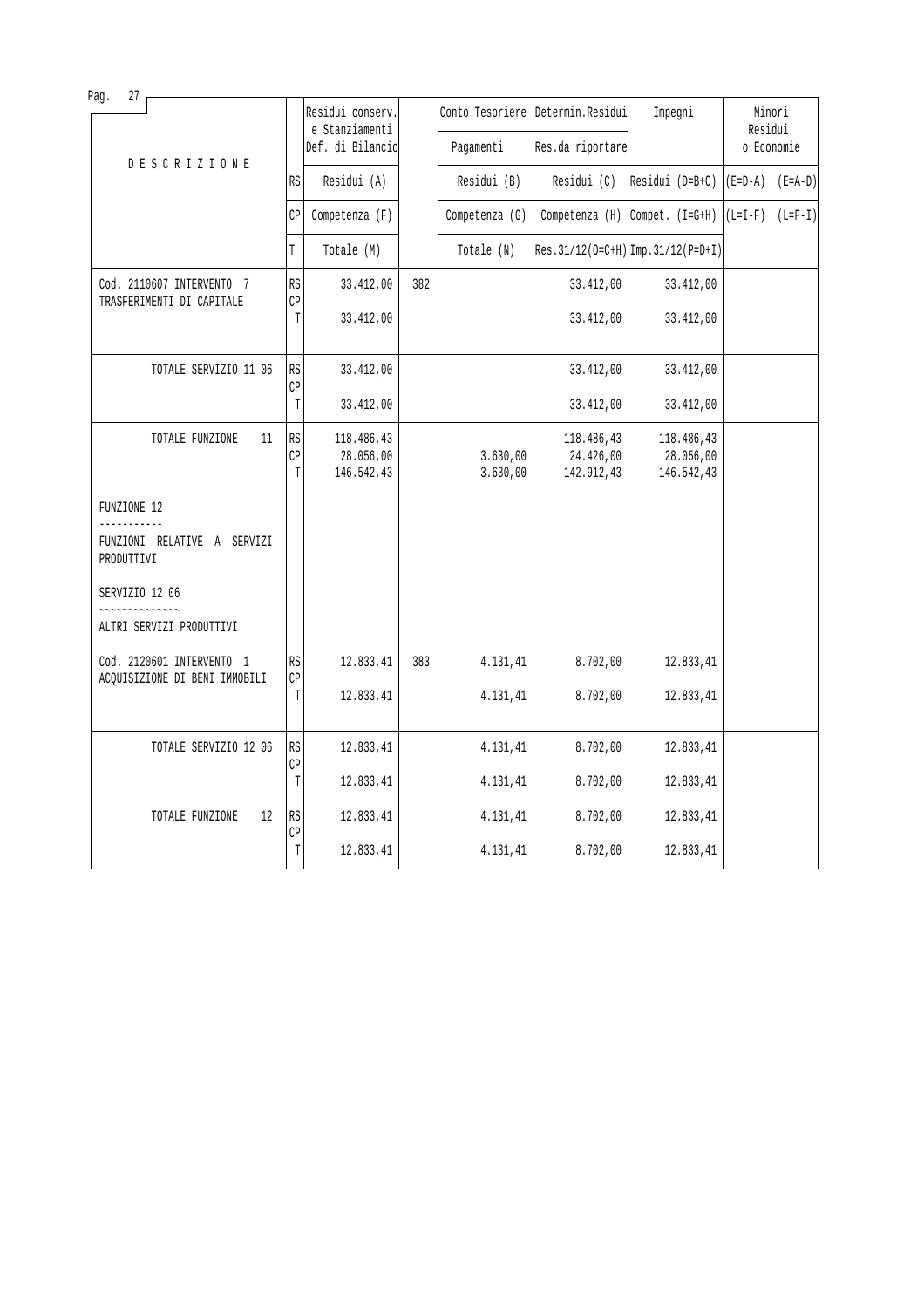| DESCRIZIONE | | Residui conserv. e Stanziamenti Def. di Bilancio | | Conto Tesoriere Pagamenti | Determin.Residui Res.da riportare | Impegni | Minori Residui o Economie | |
|---|---|---|---|---|---|---|---|---|
| | RS | Residui (A) | | Residui (B) | Residui (C) | Residui (D=B+C) | (E=D-A) | (E=A-D) |
| | CP | Competenza (F) | | Competenza (G) | Competenza (H) | Compet. (I=G+H) | (L=I-F) | (L=F-I) |
| | T | Totale (M) | | Totale (N) | Res.31/12(O=C+H) | Imp.31/12(P=D+I) | | |
| Cod. 2110607 INTERVENTO 7 TRASFERIMENTI DI CAPITALE | RS | 33.412,00 | 382 | | 33.412,00 | 33.412,00 | | |
| | CP | | | | | | | |
| | T | 33.412,00 | | | 33.412,00 | 33.412,00 | | |
| TOTALE SERVIZIO 11 06 | RS | 33.412,00 | | | 33.412,00 | 33.412,00 | | |
| | CP | | | | | | | |
| | T | 33.412,00 | | | 33.412,00 | 33.412,00 | | |
| TOTALE FUNZIONE 11 | RS | 118.486,43 | | | 118.486,43 | 118.486,43 | | |
| | CP | 28.056,00 | | 3.630,00 | 24.426,00 | 28.056,00 | | |
| | T | 146.542,43 | | 3.630,00 | 142.912,43 | 146.542,43 | | |
| FUNZIONE 12 | | | | | | | | |
| ----------- | | | | | | | | |
| FUNZIONI RELATIVE A SERVIZI PRODUTTIVI | | | | | | | | |
| SERVIZIO 12 06 | | | | | | | | |
| ~~~~~~~~~~~~~~ | | | | | | | | |
| ALTRI SERVIZI PRODUTTIVI | | | | | | | | |
| Cod. 2120601 INTERVENTO 1 ACQUISIZIONE DI BENI IMMOBILI | RS | 12.833,41 | 383 | 4.131,41 | 8.702,00 | 12.833,41 | | |
| | CP | | | | | | | |
| | T | 12.833,41 | | 4.131,41 | 8.702,00 | 12.833,41 | | |
| TOTALE SERVIZIO 12 06 | RS | 12.833,41 | | 4.131,41 | 8.702,00 | 12.833,41 | | |
| | CP | | | | | | | |
| | T | 12.833,41 | | 4.131,41 | 8.702,00 | 12.833,41 | | |
| TOTALE FUNZIONE 12 | RS | 12.833,41 | | 4.131,41 | 8.702,00 | 12.833,41 | | |
| | CP | | | | | | | |
| | T | 12.833,41 | | 4.131,41 | 8.702,00 | 12.833,41 | | |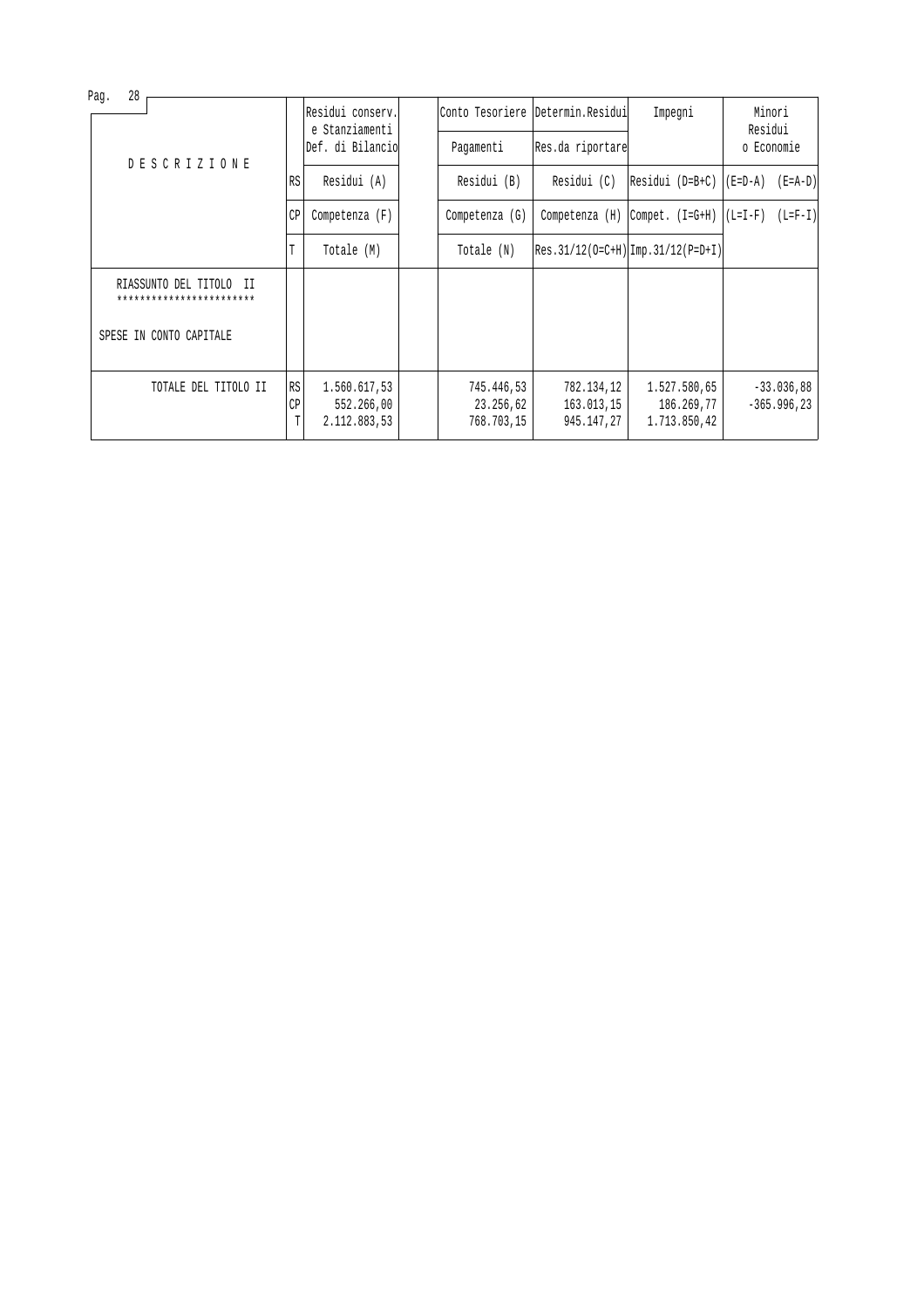| DESCRIZIONE | | Residui conserv. e Stanziamenti Def. di Bilancio | | Conto Tesoriere Pagamenti | Determin.Residui Res.da riportare | Impegni | Minori Residui o Economie | |
|---|---|---|---|---|---|---|---|---|
| | RS | Residui (A) | | Residui (B) | Residui (C) | Residui (D=B+C) | (E=D-A) | (E=A-D) |
| | CP | Competenza (F) | | Competenza (G) | Competenza (H) | Compet. (I=G+H) | (L=I-F) | (L=F-I) |
| | T | Totale (M) | | Totale (N) | Res.31/12(O=C+H) | Imp.31/12(P=D+I) | | |
| RIASSUNTO DEL TITOLO II<br>************************<br><br>SPESE IN CONTO CAPITALE | | | | | | | | |
| TOTALE DEL TITOLO II | RS<br>CP<br>T | 1.560.617,53<br>552.266,00<br>2.112.883,53 | | 745.446,53<br>23.256,62<br>768.703,15 | 782.134,12<br>163.013,15<br>945.147,27 | 1.527.580,65<br>186.269,77<br>1.713.850,42 | -33.036,88<br>-365.996,23 | |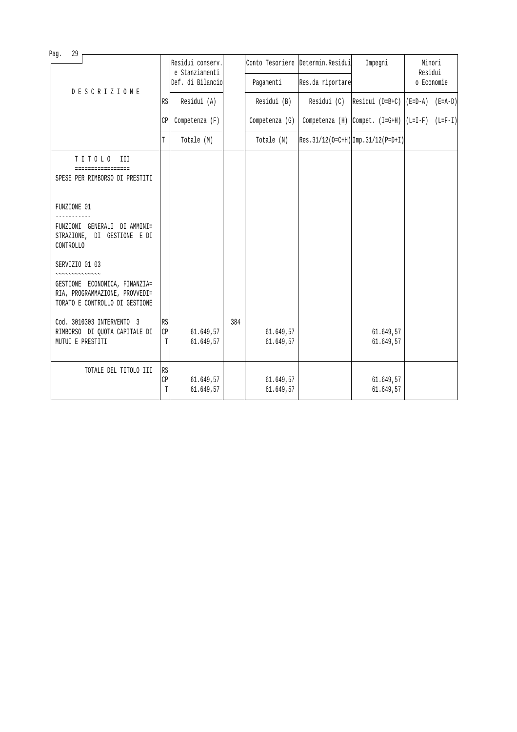| DESCRIZIONE | | Residui conserv. e Stanziamenti Def. di Bilancio | | Conto Tesoriere / Pagamenti | Determin.Residui / Res.da riportare | Impegni | Minori Residui o Economie | |
|---|---|---|---|---|---|---|---|---|
| | RS | Residui (A) | | Residui (B) | Residui (C) | Residui (D=B+C) | (E=D-A) | (E=A-D) |
| | CP | Competenza (F) | | Competenza (G) | Competenza (H) | Compet. (I=G+H) | (L=I-F) | (L=F-I) |
| | T | Totale (M) | | Totale (N) | Res.31/12(O=C+H) | Imp.31/12(P=D+I) | | |
| TITOLO III<br>SPESE PER RIMBORSO DI PRESTITI | | | | | | | | |
| FUNZIONE 01<br>FUNZIONI GENERALI DI AMMINISTRAZIONE, DI GESTIONE E DI CONTROLLO | | | | | | | | |
| SERVIZIO 01 03<br>GESTIONE ECONOMICA, FINANZIARIA, PROGRAMMAZIONE, PROVVEDITORATO E CONTROLLO DI GESTIONE | | | | | | | | |
| Cod. 3010303 INTERVENTO 3 | RS | | 384 | | | | | |
| RIMBORSO DI QUOTA CAPITALE DI | CP | 61.649,57 | | 61.649,57 | | 61.649,57 | | |
| MUTUI E PRESTITI | T | 61.649,57 | | 61.649,57 | | 61.649,57 | | |
| TOTALE DEL TITOLO III | RS | | | | | | | |
| | CP | 61.649,57 | | 61.649,57 | | 61.649,57 | | |
| | T | 61.649,57 | | 61.649,57 | | 61.649,57 | | |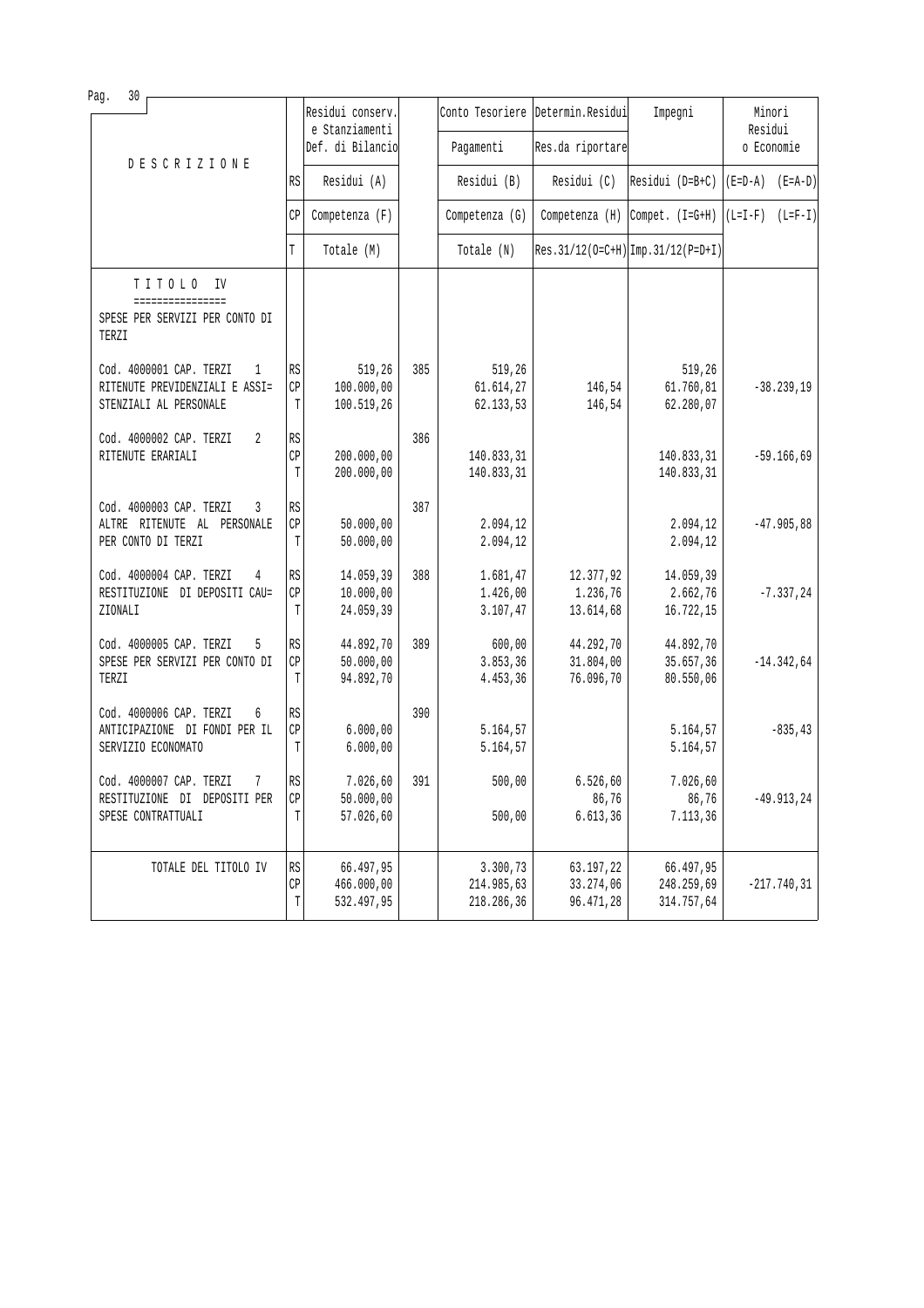| DESCRIZIONE | | Residui conserv. e Stanziamenti Def. di Bilancio | | Conto Tesoriere Pagamenti | Determin.Residui Res.da riportare | Impegni | Minori Residui o Economie |
|---|---|---|---|---|---|---|---|
| | RS | Residui (A) | | Residui (B) | Residui (C) | Residui (D=B+C) | (E=D-A) (E=A-D) |
| | CP | Competenza (F) | | Competenza (G) | Competenza (H) | Compet. (I=G+H) | (L=I-F) (L=F-I) |
| | T | Totale (M) | | Totale (N) | Res.31/12(O=C+H) | Imp.31/12(P=D+I) | |
| **TITOLO IV** SPESE PER SERVIZI PER CONTO DI TERZI | | | | | | | |
| Cod. 4000001 CAP. TERZI 1 RITENUTE PREVIDENZIALI E ASSI= STENZIALI AL PERSONALE | RS | 519,26 | 385 | 519,26 | | 519,26 | |
| | CP | 100.000,00 | | 61.614,27 | 146,54 | 61.760,81 | -38.239,19 |
| | T | 100.519,26 | | 62.133,53 | 146,54 | 62.280,07 | |
| Cod. 4000002 CAP. TERZI 2 RITENUTE ERARIALI | RS | | 386 | | | | |
| | CP | 200.000,00 | | 140.833,31 | | 140.833,31 | -59.166,69 |
| | T | 200.000,00 | | 140.833,31 | | 140.833,31 | |
| Cod. 4000003 CAP. TERZI 3 ALTRE RITENUTE AL PERSONALE PER CONTO DI TERZI | RS | | 387 | | | | |
| | CP | 50.000,00 | | 2.094,12 | | 2.094,12 | -47.905,88 |
| | T | 50.000,00 | | 2.094,12 | | 2.094,12 | |
| Cod. 4000004 CAP. TERZI 4 RESTITUZIONE DI DEPOSITI CAU= ZIONALI | RS | 14.059,39 | 388 | 1.681,47 | 12.377,92 | 14.059,39 | |
| | CP | 10.000,00 | | 1.426,00 | 1.236,76 | 2.662,76 | -7.337,24 |
| | T | 24.059,39 | | 3.107,47 | 13.614,68 | 16.722,15 | |
| Cod. 4000005 CAP. TERZI 5 SPESE PER SERVIZI PER CONTO DI TERZI | RS | 44.892,70 | 389 | 600,00 | 44.292,70 | 44.892,70 | |
| | CP | 50.000,00 | | 3.853,36 | 31.804,00 | 35.657,36 | -14.342,64 |
| | T | 94.892,70 | | 4.453,36 | 76.096,70 | 80.550,06 | |
| Cod. 4000006 CAP. TERZI 6 ANTICIPAZIONE DI FONDI PER IL SERVIZIO ECONOMATO | RS | | 390 | | | | |
| | CP | 6.000,00 | | 5.164,57 | | 5.164,57 | -835,43 |
| | T | 6.000,00 | | 5.164,57 | | 5.164,57 | |
| Cod. 4000007 CAP. TERZI 7 RESTITUZIONE DI DEPOSITI PER SPESE CONTRATTUALI | RS | 7.026,60 | 391 | 500,00 | 6.526,60 | 7.026,60 | |
| | CP | 50.000,00 | | | 86,76 | 86,76 | -49.913,24 |
| | T | 57.026,60 | | 500,00 | 6.613,36 | 7.113,36 | |
| TOTALE DEL TITOLO IV | RS | 66.497,95 | | 3.300,73 | 63.197,22 | 66.497,95 | |
| | CP | 466.000,00 | | 214.985,63 | 33.274,06 | 248.259,69 | -217.740,31 |
| | T | 532.497,95 | | 218.286,36 | 96.471,28 | 314.757,64 | |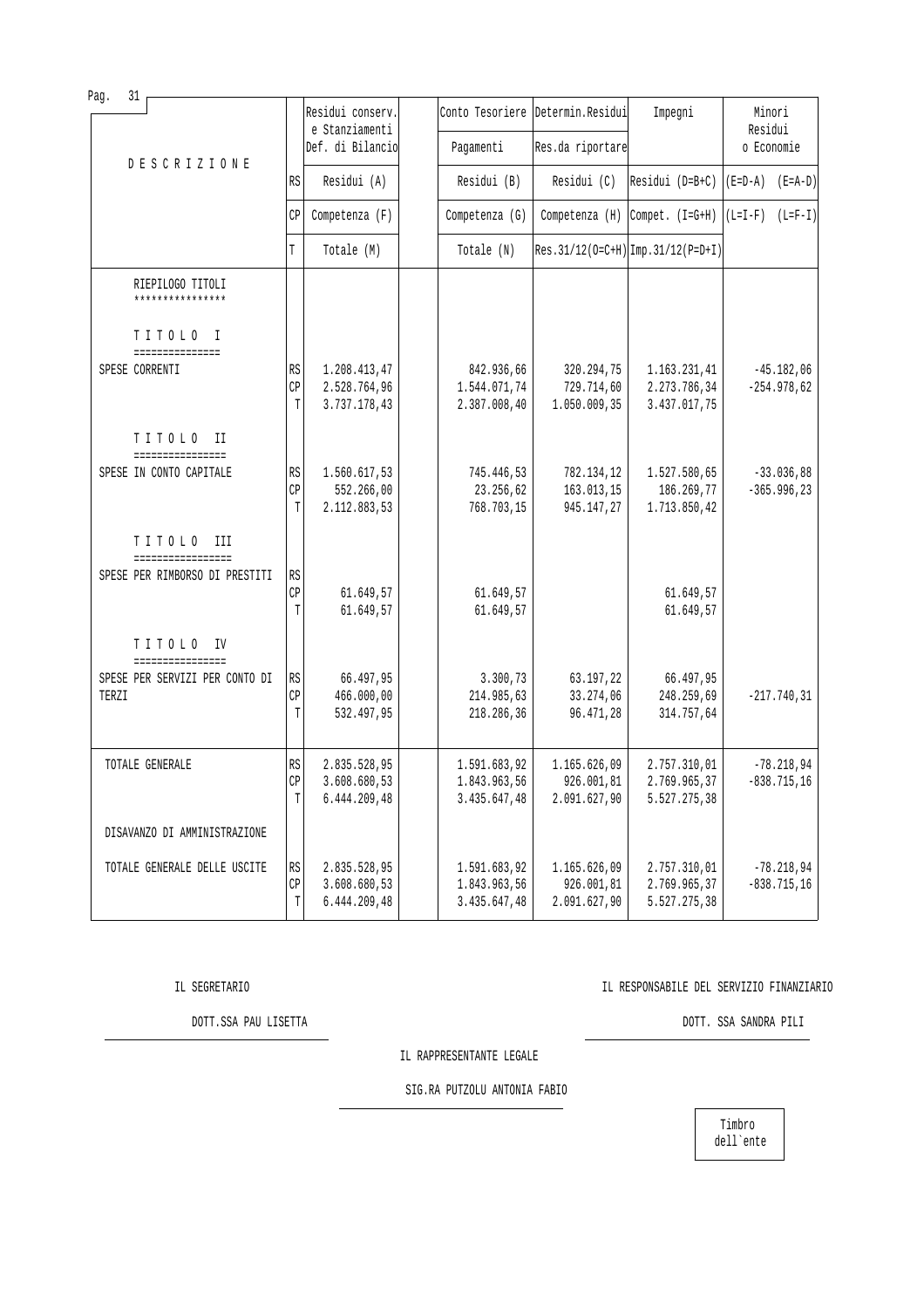| DESCRIZIONE | | Residui conserv. e Stanziamenti Def. di Bilancio | Conto Tesoriere Pagamenti | Determin.Residui Res.da riportare | Impegni | Minori Residui o Economie |
|---|---|---|---|---|---|---|
| | RS | Residui (A) | Residui (B) | Residui (C) | Residui (D=B+C) | (E=D-A) (E=A-D) |
| | CP | Competenza (F) | Competenza (G) | Competenza (H) | Compet. (I=G+H) | (L=I-F) (L=F-I) |
| | T | Totale (M) | Totale (N) | Res.31/12(O=C+H) | Imp.31/12(P=D+I) | |
| RIEPILOGO TITOLI *************** | | | | | | |
| TITOLO I =============== | | | | | | |
| SPESE CORRENTI | RS | 1.208.413,47 | 842.936,66 | 320.294,75 | 1.163.231,41 | -45.182,06 |
| | CP | 2.528.764,96 | 1.544.071,74 | 729.714,60 | 2.273.786,34 | -254.978,62 |
| | T | 3.737.178,43 | 2.387.008,40 | 1.050.009,35 | 3.437.017,75 | |
| TITOLO II ================ | | | | | | |
| SPESE IN CONTO CAPITALE | RS | 1.560.617,53 | 745.446,53 | 782.134,12 | 1.527.580,65 | -33.036,88 |
| | CP | 552.266,00 | 23.256,62 | 163.013,15 | 186.269,77 | -365.996,23 |
| | T | 2.112.883,53 | 768.703,15 | 945.147,27 | 1.713.850,42 | |
| TITOLO III ================= | | | | | | |
| SPESE PER RIMBORSO DI PRESTITI | RS | | | | | |
| | CP | 61.649,57 | 61.649,57 | | 61.649,57 | |
| | T | 61.649,57 | 61.649,57 | | 61.649,57 | |
| TITOLO IV ================ | | | | | | |
| SPESE PER SERVIZI PER CONTO DI TERZI | RS | 66.497,95 | 3.300,73 | 63.197,22 | 66.497,95 | |
| | CP | 466.000,00 | 214.985,63 | 33.274,06 | 248.259,69 | -217.740,31 |
| | T | 532.497,95 | 218.286,36 | 96.471,28 | 314.757,64 | |
| TOTALE GENERALE | RS | 2.835.528,95 | 1.591.683,92 | 1.165.626,09 | 2.757.310,01 | -78.218,94 |
| | CP | 3.608.680,53 | 1.843.963,56 | 926.001,81 | 2.769.965,37 | -838.715,16 |
| | T | 6.444.209,48 | 3.435.647,48 | 2.091.627,90 | 5.527.275,38 | |
| DISAVANZO DI AMMINISTRAZIONE | | | | | | |
| TOTALE GENERALE DELLE USCITE | RS | 2.835.528,95 | 1.591.683,92 | 1.165.626,09 | 2.757.310,01 | -78.218,94 |
| | CP | 3.608.680,53 | 1.843.963,56 | 926.001,81 | 2.769.965,37 | -838.715,16 |
| | T | 6.444.209,48 | 3.435.647,48 | 2.091.627,90 | 5.527.275,38 | |

IL SEGRETARIO

DOTT.SSA PAU LISETTA

IL RESPONSABILE DEL SERVIZIO FINANZIARIO

DOTT. SSA SANDRA PILI

IL RAPPRESENTANTE LEGALE

SIG.RA PUTZOLU ANTONIA FABIO

Timbro dell`ente